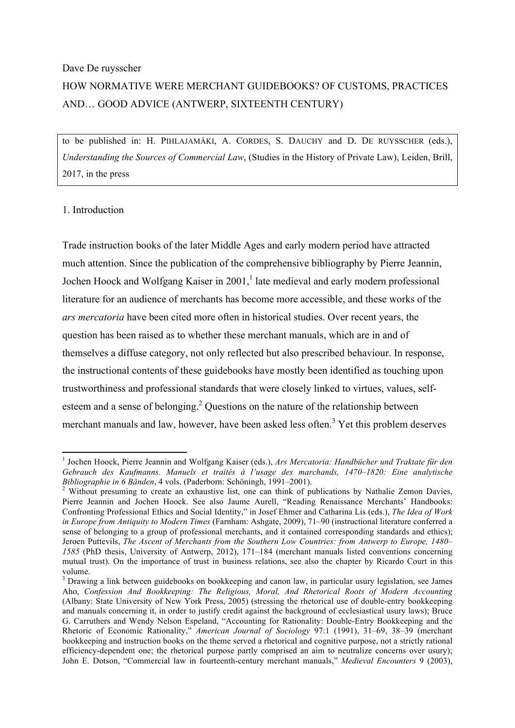Dave De ruysscher

# HOW NORMATIVE WERE MERCHANT GUIDEBOOKS? OF CUSTOMS, PRACTICES AND… GOOD ADVICE (ANTWERP, SIXTEENTH CENTURY)

to be published in: H. PIHLAJAMÄKI, A. CORDES, S. DAUCHY and D. DE RUYSSCHER (eds.), *Understanding the Sources of Commercial Law*, (Studies in the History of Private Law), Leiden, Brill, 2017, in the press

## 1. Introduction

Trade instruction books of the later Middle Ages and early modern period have attracted much attention. Since the publication of the comprehensive bibliography by Pierre Jeannin, Jochen Hoock and Wolfgang Kaiser in 2001,[1] late medieval and early modern professional literature for an audience of merchants has become more accessible, and these works of the *ars mercatoria* have been cited more often in historical studies. Over recent years, the question has been raised as to whether these merchant manuals, which are in and of themselves a diffuse category, not only reflected but also prescribed behaviour. In response, the instructional contents of these guidebooks have mostly been identified as touching upon trustworthiness and professional standards that were closely linked to virtues, values, self-esteem and a sense of belonging.[2] Questions on the nature of the relationship between merchant manuals and law, however, have been asked less often.[3] Yet this problem deserves

---

[1] Jochen Hoock, Pierre Jeannin and Wolfgang Kaiser (eds.), *Ars Mercatoria: Handbücher und Traktate für den Gebrauch des Kaufmanns. Manuels et traités à l'usage des marchands, 1470–1820: Eine analytische Bibliographie in 6 Bänden*, 4 vols. (Paderborn: Schöningh, 1991–2001).

[2] Without presuming to create an exhaustive list, one can think of publications by Nathalie Zemon Davies, Pierre Jeannin and Jochen Hoock. See also Jaume Aurell, "Reading Renaissance Merchants' Handbooks: Confronting Professional Ethics and Social Identity," in Josef Ehmer and Catharina Lis (eds.), *The Idea of Work in Europe from Antiquity to Modern Times* (Farnham: Ashgate, 2009), 71–90 (instructional literature conferred a sense of belonging to a group of professional merchants, and it contained corresponding standards and ethics); Jeroen Puttevils, *The Ascent of Merchants from the Southern Low Countries: from Antwerp to Europe, 1480–1585* (PhD thesis, University of Antwerp, 2012), 171–184 (merchant manuals listed conventions concerning mutual trust). On the importance of trust in business relations, see also the chapter by Ricardo Court in this volume.

[3] Drawing a link between guidebooks on bookkeeping and canon law, in particular usury legislation, see James Aho, *Confession And Bookkeeping: The Religious, Moral, And Rhetorical Roots of Modern Accounting* (Albany: State University of New York Press, 2005) (stressing the rhetorical use of double-entry bookkeeping and manuals concerning it, in order to justify credit against the background of ecclesiastical usury laws); Bruce G. Carruthers and Wendy Nelson Espeland, "Accounting for Rationality: Double-Entry Bookkeeping and the Rhetoric of Economic Rationality," *American Journal of Sociology* 97:1 (1991), 31–69, 38–39 (merchant bookkeeping and instruction books on the theme served a rhetorical and cognitive purpose, not a strictly rational efficiency-dependent one; the rhetorical purpose partly comprised an aim to neutralize concerns over usury); John E. Dotson, "Commercial law in fourteenth-century merchant manuals," *Medieval Encounters* 9 (2003),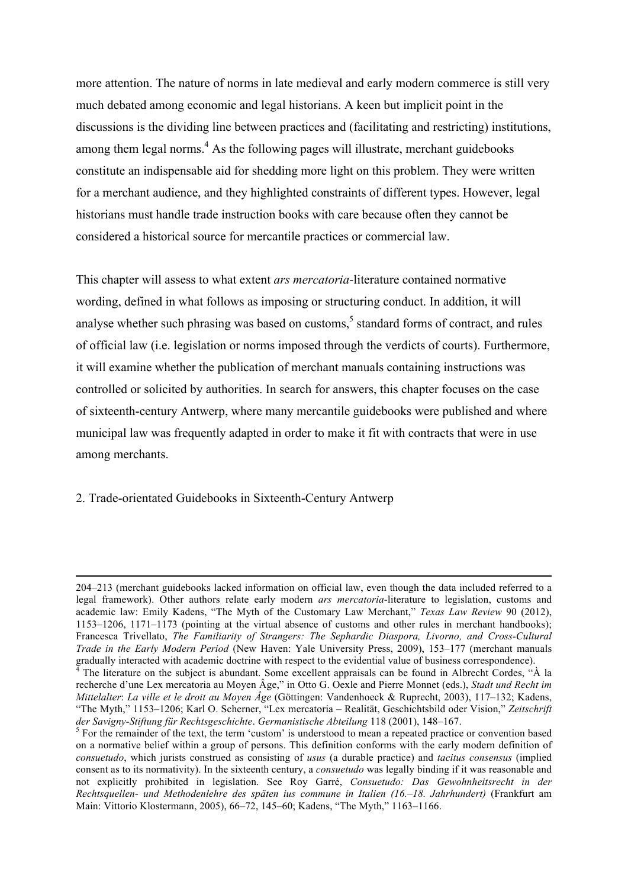more attention. The nature of norms in late medieval and early modern commerce is still very much debated among economic and legal historians. A keen but implicit point in the discussions is the dividing line between practices and (facilitating and restricting) institutions, among them legal norms.[4] As the following pages will illustrate, merchant guidebooks constitute an indispensable aid for shedding more light on this problem. They were written for a merchant audience, and they highlighted constraints of different types. However, legal historians must handle trade instruction books with care because often they cannot be considered a historical source for mercantile practices or commercial law.

This chapter will assess to what extent *ars mercatoria*-literature contained normative wording, defined in what follows as imposing or structuring conduct. In addition, it will analyse whether such phrasing was based on customs,[5] standard forms of contract, and rules of official law (i.e. legislation or norms imposed through the verdicts of courts). Furthermore, it will examine whether the publication of merchant manuals containing instructions was controlled or solicited by authorities. In search for answers, this chapter focuses on the case of sixteenth-century Antwerp, where many mercantile guidebooks were published and where municipal law was frequently adapted in order to make it fit with contracts that were in use among merchants.

## 2. Trade-orientated Guidebooks in Sixteenth-Century Antwerp

---

204–213 (merchant guidebooks lacked information on official law, even though the data included referred to a legal framework). Other authors relate early modern *ars mercatoria*-literature to legislation, customs and academic law: Emily Kadens, "The Myth of the Customary Law Merchant," *Texas Law Review* 90 (2012), 1153–1206, 1171–1173 (pointing at the virtual absence of customs and other rules in merchant handbooks); Francesca Trivellato, *The Familiarity of Strangers: The Sephardic Diaspora, Livorno, and Cross-Cultural Trade in the Early Modern Period* (New Haven: Yale University Press, 2009), 153–177 (merchant manuals gradually interacted with academic doctrine with respect to the evidential value of business correspondence).

[4] The literature on the subject is abundant. Some excellent appraisals can be found in Albrecht Cordes, "À la recherche d'une Lex mercatoria au Moyen Âge," in Otto G. Oexle and Pierre Monnet (eds.), *Stadt und Recht im Mittelalter*: *La ville et le droit au Moyen Âge* (Göttingen: Vandenhoeck & Ruprecht, 2003), 117–132; Kadens, "The Myth," 1153–1206; Karl O. Scherner, "Lex mercatoria – Realität, Geschichtsbild oder Vision," *Zeitschrift der Savigny-Stiftung für Rechtsgeschichte*. *Germanistische Abteilung* 118 (2001), 148–167.

[5] For the remainder of the text, the term 'custom' is understood to mean a repeated practice or convention based on a normative belief within a group of persons. This definition conforms with the early modern definition of *consuetudo*, which jurists construed as consisting of *usus* (a durable practice) and *tacitus consensus* (implied consent as to its normativity). In the sixteenth century, a *consuetudo* was legally binding if it was reasonable and not explicitly prohibited in legislation. See Roy Garré, *Consuetudo: Das Gewohnheitsrecht in der Rechtsquellen- und Methodenlehre des späten ius commune in Italien (16.–18. Jahrhundert)* (Frankfurt am Main: Vittorio Klostermann, 2005), 66–72, 145–60; Kadens, "The Myth," 1163–1166.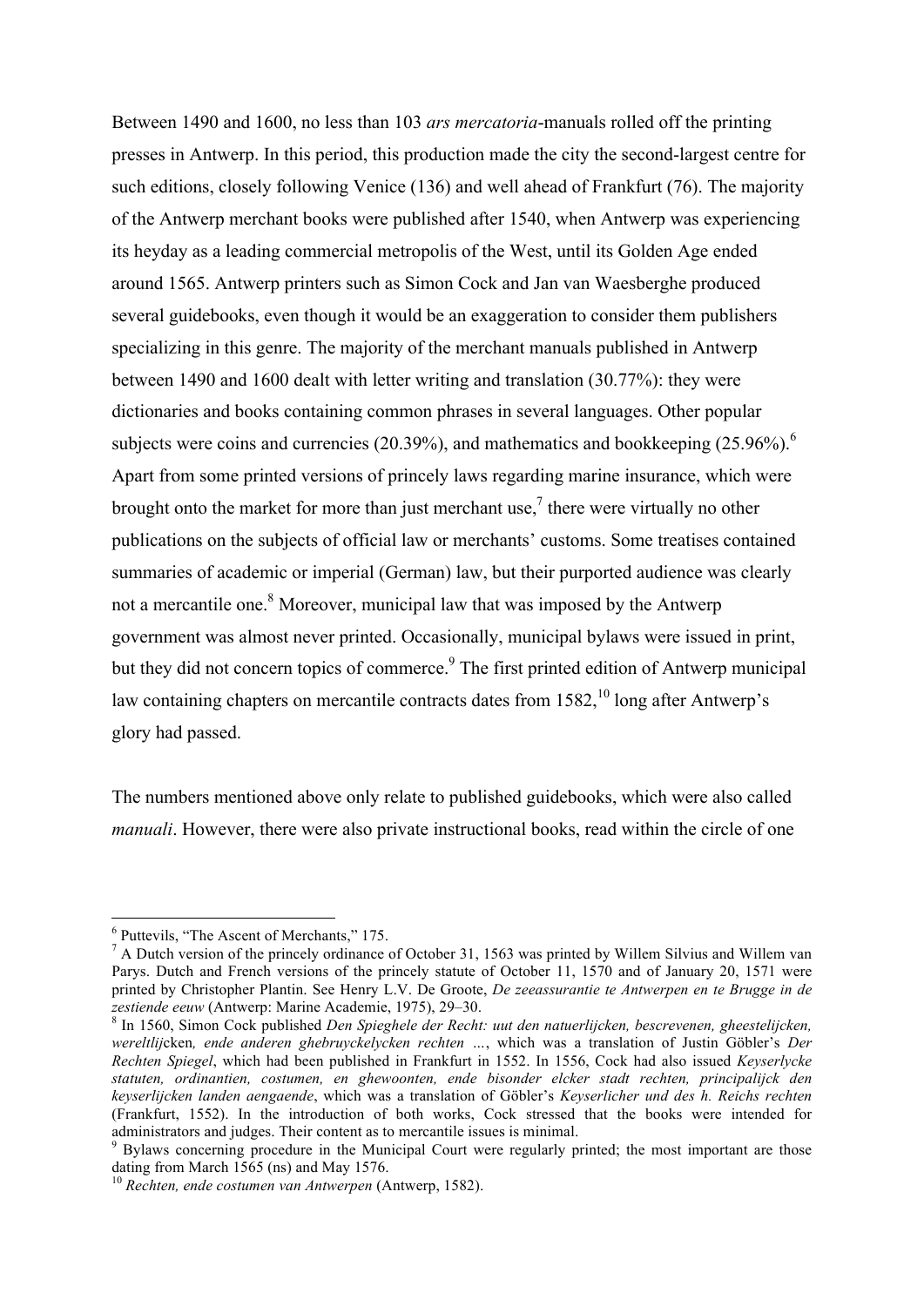Between 1490 and 1600, no less than 103 *ars mercatoria*-manuals rolled off the printing presses in Antwerp. In this period, this production made the city the second-largest centre for such editions, closely following Venice (136) and well ahead of Frankfurt (76). The majority of the Antwerp merchant books were published after 1540, when Antwerp was experiencing its heyday as a leading commercial metropolis of the West, until its Golden Age ended around 1565. Antwerp printers such as Simon Cock and Jan van Waesberghe produced several guidebooks, even though it would be an exaggeration to consider them publishers specializing in this genre. The majority of the merchant manuals published in Antwerp between 1490 and 1600 dealt with letter writing and translation (30.77%): they were dictionaries and books containing common phrases in several languages. Other popular subjects were coins and currencies (20.39%), and mathematics and bookkeeping (25.96%).[6] Apart from some printed versions of princely laws regarding marine insurance, which were brought onto the market for more than just merchant use,[7] there were virtually no other publications on the subjects of official law or merchants' customs. Some treatises contained summaries of academic or imperial (German) law, but their purported audience was clearly not a mercantile one.[8] Moreover, municipal law that was imposed by the Antwerp government was almost never printed. Occasionally, municipal bylaws were issued in print, but they did not concern topics of commerce.[9] The first printed edition of Antwerp municipal law containing chapters on mercantile contracts dates from 1582,[10] long after Antwerp's glory had passed.

The numbers mentioned above only relate to published guidebooks, which were also called *manuali*. However, there were also private instructional books, read within the circle of one

---

[6] Puttevils, "The Ascent of Merchants," 175.

[7] A Dutch version of the princely ordinance of October 31, 1563 was printed by Willem Silvius and Willem van Parys. Dutch and French versions of the princely statute of October 11, 1570 and of January 20, 1571 were printed by Christopher Plantin. See Henry L.V. De Groote, *De zeeassurantie te Antwerpen en te Brugge in de zestiende eeuw* (Antwerp: Marine Academie, 1975), 29–30.

[8] In 1560, Simon Cock published *Den Spieghele der Recht: uut den natuerlijcken, bescrevenen, gheestelijcken, wereltlij*cken*, ende anderen ghebruyckelycken rechten …*, which was a translation of Justin Göbler's *Der Rechten Spiegel*, which had been published in Frankfurt in 1552. In 1556, Cock had also issued *Keyserlycke statuten, ordinantien, costumen, en ghewoonten, ende bisonder elcker stadt rechten, principalijck den keyserlijcken landen aengaende*, which was a translation of Göbler's *Keyserlicher und des h. Reichs rechten* (Frankfurt, 1552). In the introduction of both works, Cock stressed that the books were intended for administrators and judges. Their content as to mercantile issues is minimal.

[9] Bylaws concerning procedure in the Municipal Court were regularly printed; the most important are those dating from March 1565 (ns) and May 1576.

[10] *Rechten, ende costumen van Antwerpen* (Antwerp, 1582).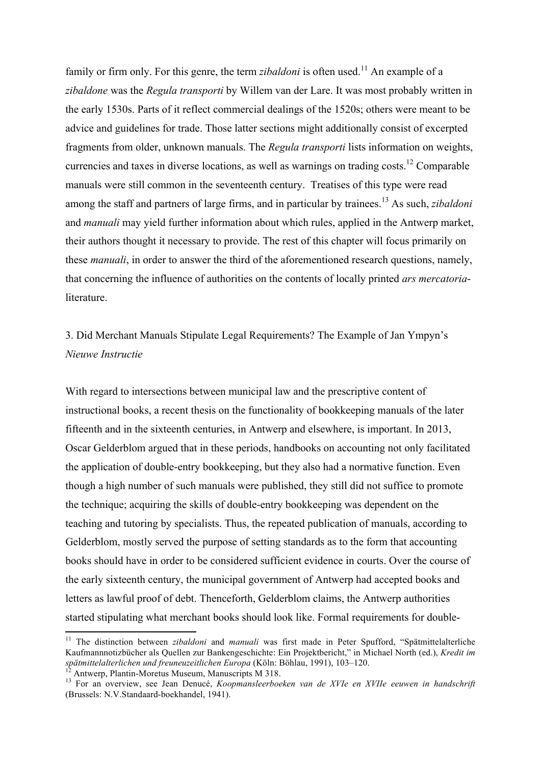family or firm only. For this genre, the term *zibaldoni* is often used.[11] An example of a *zibaldone* was the *Regula transporti* by Willem van der Lare. It was most probably written in the early 1530s. Parts of it reflect commercial dealings of the 1520s; others were meant to be advice and guidelines for trade. Those latter sections might additionally consist of excerpted fragments from older, unknown manuals. The *Regula transporti* lists information on weights, currencies and taxes in diverse locations, as well as warnings on trading costs.[12] Comparable manuals were still common in the seventeenth century. Treatises of this type were read among the staff and partners of large firms, and in particular by trainees.[13] As such, *zibaldoni* and *manuali* may yield further information about which rules, applied in the Antwerp market, their authors thought it necessary to provide. The rest of this chapter will focus primarily on these *manuali*, in order to answer the third of the aforementioned research questions, namely, that concerning the influence of authorities on the contents of locally printed *ars mercatoria*-literature.

## 3. Did Merchant Manuals Stipulate Legal Requirements? The Example of Jan Ympyn's *Nieuwe Instructie*

With regard to intersections between municipal law and the prescriptive content of instructional books, a recent thesis on the functionality of bookkeeping manuals of the later fifteenth and in the sixteenth centuries, in Antwerp and elsewhere, is important. In 2013, Oscar Gelderblom argued that in these periods, handbooks on accounting not only facilitated the application of double-entry bookkeeping, but they also had a normative function. Even though a high number of such manuals were published, they still did not suffice to promote the technique; acquiring the skills of double-entry bookkeeping was dependent on the teaching and tutoring by specialists. Thus, the repeated publication of manuals, according to Gelderblom, mostly served the purpose of setting standards as to the form that accounting books should have in order to be considered sufficient evidence in courts. Over the course of the early sixteenth century, the municipal government of Antwerp had accepted books and letters as lawful proof of debt. Thenceforth, Gelderblom claims, the Antwerp authorities started stipulating what merchant books should look like. Formal requirements for double-

---

[11] The distinction between *zibaldoni* and *manuali* was first made in Peter Spufford, "Spätmittelalterliche Kaufmannnotizbücher als Quellen zur Bankengeschichte: Ein Projektbericht," in Michael North (ed.), *Kredit im spätmittelalterlichen und freuneuzeitlichen Europa* (Köln: Böhlau, 1991), 103–120.

[12] Antwerp, Plantin-Moretus Museum, Manuscripts M 318.

[13] For an overview, see Jean Denucé, *Koopmansleerboeken van de XVIe en XVIIe eeuwen in handschrift* (Brussels: N.V.Standaard-boekhandel, 1941).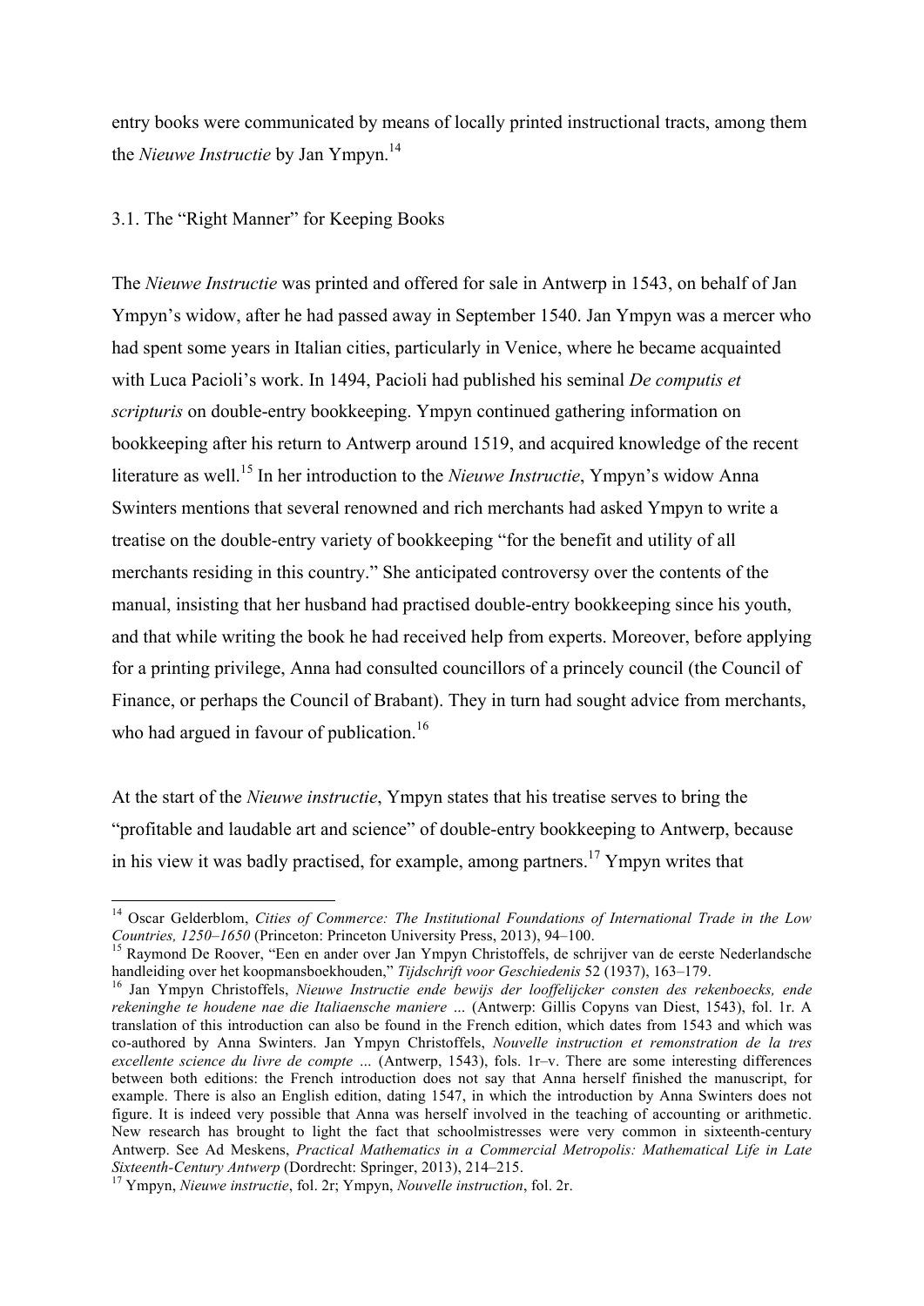entry books were communicated by means of locally printed instructional tracts, among them the *Nieuwe Instructie* by Jan Ympyn.[14]

### 3.1. The "Right Manner" for Keeping Books

The *Nieuwe Instructie* was printed and offered for sale in Antwerp in 1543, on behalf of Jan Ympyn's widow, after he had passed away in September 1540. Jan Ympyn was a mercer who had spent some years in Italian cities, particularly in Venice, where he became acquainted with Luca Pacioli's work. In 1494, Pacioli had published his seminal *De computis et scripturis* on double-entry bookkeeping. Ympyn continued gathering information on bookkeeping after his return to Antwerp around 1519, and acquired knowledge of the recent literature as well.[15] In her introduction to the *Nieuwe Instructie*, Ympyn's widow Anna Swinters mentions that several renowned and rich merchants had asked Ympyn to write a treatise on the double-entry variety of bookkeeping "for the benefit and utility of all merchants residing in this country." She anticipated controversy over the contents of the manual, insisting that her husband had practised double-entry bookkeeping since his youth, and that while writing the book he had received help from experts. Moreover, before applying for a printing privilege, Anna had consulted councillors of a princely council (the Council of Finance, or perhaps the Council of Brabant). They in turn had sought advice from merchants, who had argued in favour of publication.[16]

At the start of the *Nieuwe instructie*, Ympyn states that his treatise serves to bring the "profitable and laudable art and science" of double-entry bookkeeping to Antwerp, because in his view it was badly practised, for example, among partners.[17] Ympyn writes that

---

[14] Oscar Gelderblom, *Cities of Commerce: The Institutional Foundations of International Trade in the Low Countries, 1250–1650* (Princeton: Princeton University Press, 2013), 94–100.

[15] Raymond De Roover, "Een en ander over Jan Ympyn Christoffels, de schrijver van de eerste Nederlandsche handleiding over het koopmansboekhouden," *Tijdschrift voor Geschiedenis* 52 (1937), 163–179.

[16] Jan Ympyn Christoffels, *Nieuwe Instructie ende bewijs der looffelijcker consten des rekenboecks, ende rekeninghe te houdene nae die Italiaensche maniere …* (Antwerp: Gillis Copyns van Diest, 1543), fol. 1r. A translation of this introduction can also be found in the French edition, which dates from 1543 and which was co-authored by Anna Swinters. Jan Ympyn Christoffels, *Nouvelle instruction et remonstration de la tres excellente science du livre de compte …* (Antwerp, 1543), fols. 1r–v. There are some interesting differences between both editions: the French introduction does not say that Anna herself finished the manuscript, for example. There is also an English edition, dating 1547, in which the introduction by Anna Swinters does not figure. It is indeed very possible that Anna was herself involved in the teaching of accounting or arithmetic. New research has brought to light the fact that schoolmistresses were very common in sixteenth-century Antwerp. See Ad Meskens, *Practical Mathematics in a Commercial Metropolis: Mathematical Life in Late Sixteenth-Century Antwerp* (Dordrecht: Springer, 2013), 214–215.

[17] Ympyn, *Nieuwe instructie*, fol. 2r; Ympyn, *Nouvelle instruction*, fol. 2r.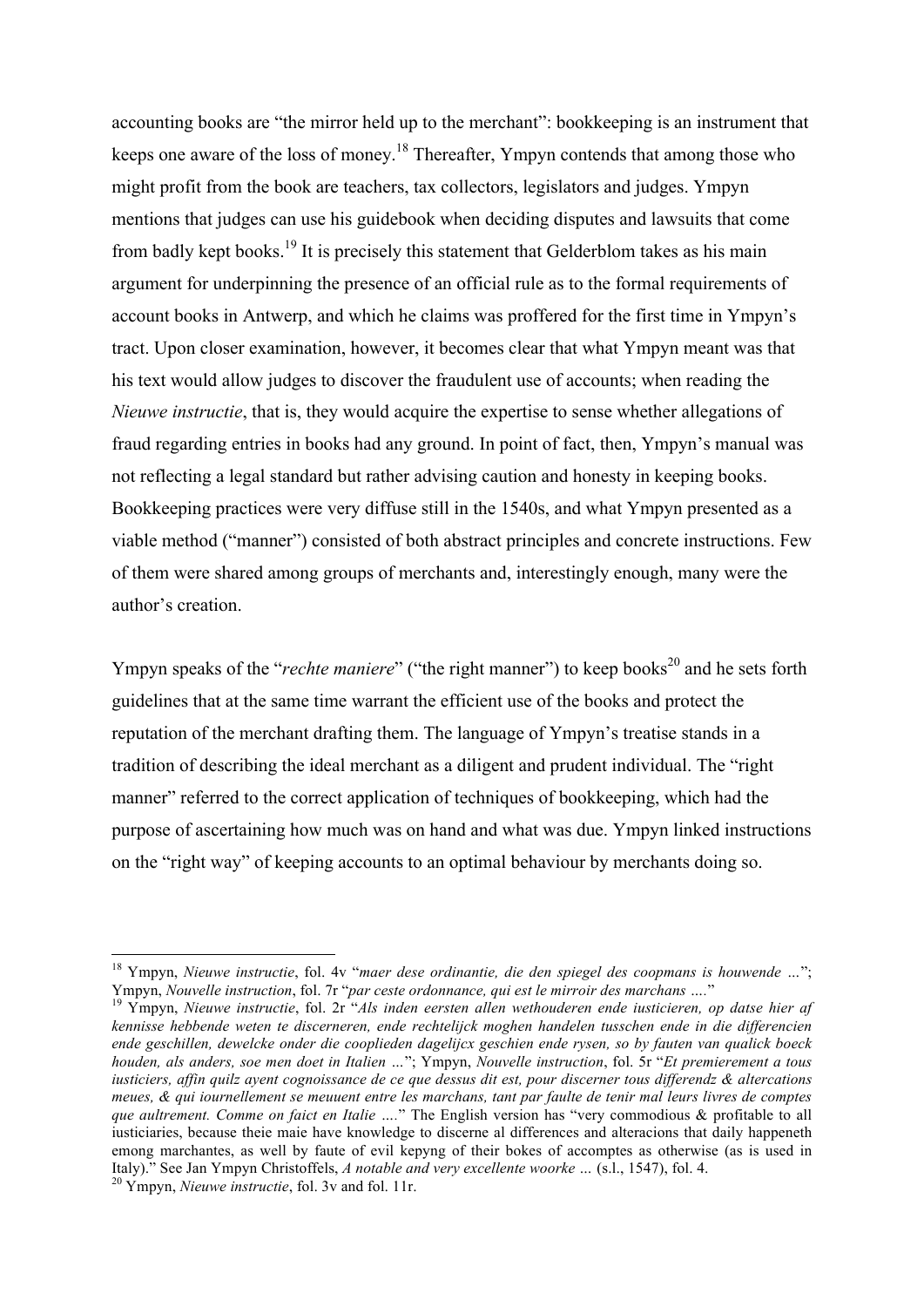accounting books are "the mirror held up to the merchant": bookkeeping is an instrument that keeps one aware of the loss of money.[18] Thereafter, Ympyn contends that among those who might profit from the book are teachers, tax collectors, legislators and judges. Ympyn mentions that judges can use his guidebook when deciding disputes and lawsuits that come from badly kept books.[19] It is precisely this statement that Gelderblom takes as his main argument for underpinning the presence of an official rule as to the formal requirements of account books in Antwerp, and which he claims was proffered for the first time in Ympyn's tract. Upon closer examination, however, it becomes clear that what Ympyn meant was that his text would allow judges to discover the fraudulent use of accounts; when reading the *Nieuwe instructie*, that is, they would acquire the expertise to sense whether allegations of fraud regarding entries in books had any ground. In point of fact, then, Ympyn's manual was not reflecting a legal standard but rather advising caution and honesty in keeping books. Bookkeeping practices were very diffuse still in the 1540s, and what Ympyn presented as a viable method ("manner") consisted of both abstract principles and concrete instructions. Few of them were shared among groups of merchants and, interestingly enough, many were the author's creation.

Ympyn speaks of the "*rechte maniere*" ("the right manner") to keep books[20] and he sets forth guidelines that at the same time warrant the efficient use of the books and protect the reputation of the merchant drafting them. The language of Ympyn's treatise stands in a tradition of describing the ideal merchant as a diligent and prudent individual. The "right manner" referred to the correct application of techniques of bookkeeping, which had the purpose of ascertaining how much was on hand and what was due. Ympyn linked instructions on the "right way" of keeping accounts to an optimal behaviour by merchants doing so.

---

[18] Ympyn, *Nieuwe instructie*, fol. 4v "*maer dese ordinantie, die den spiegel des coopmans is houwende …*"; Ympyn, *Nouvelle instruction*, fol. 7r "*par ceste ordonnance, qui est le mirroir des marchans ….*"

[19] Ympyn, *Nieuwe instructie*, fol. 2r "*Als inden eersten allen wethouderen ende iusticieren, op datse hier af kennisse hebbende weten te discerneren, ende rechtelijck moghen handelen tusschen ende in die differencien ende geschillen, dewelcke onder die cooplieden dagelijcx geschien ende rysen, so by fauten van qualick boeck houden, als anders, soe men doet in Italien …*"; Ympyn, *Nouvelle instruction*, fol. 5r "*Et premierement a tous iusticiers, affin quilz ayent cognoissance de ce que dessus dit est, pour discerner tous differendz & altercations meues, & qui iournellement se meuuent entre les marchans, tant par faulte de tenir mal leurs livres de comptes que aultrement. Comme on faict en Italie ….*" The English version has "very commodious & profitable to all iusticiaries, because theie maie have knowledge to discerne al differences and alteracions that daily happeneth emong marchantes, as well by faute of evil kepyng of their bokes of accomptes as otherwise (as is used in Italy)." See Jan Ympyn Christoffels, *A notable and very excellente woorke …* (s.l., 1547), fol. 4.

[20] Ympyn, *Nieuwe instructie*, fol. 3v and fol. 11r.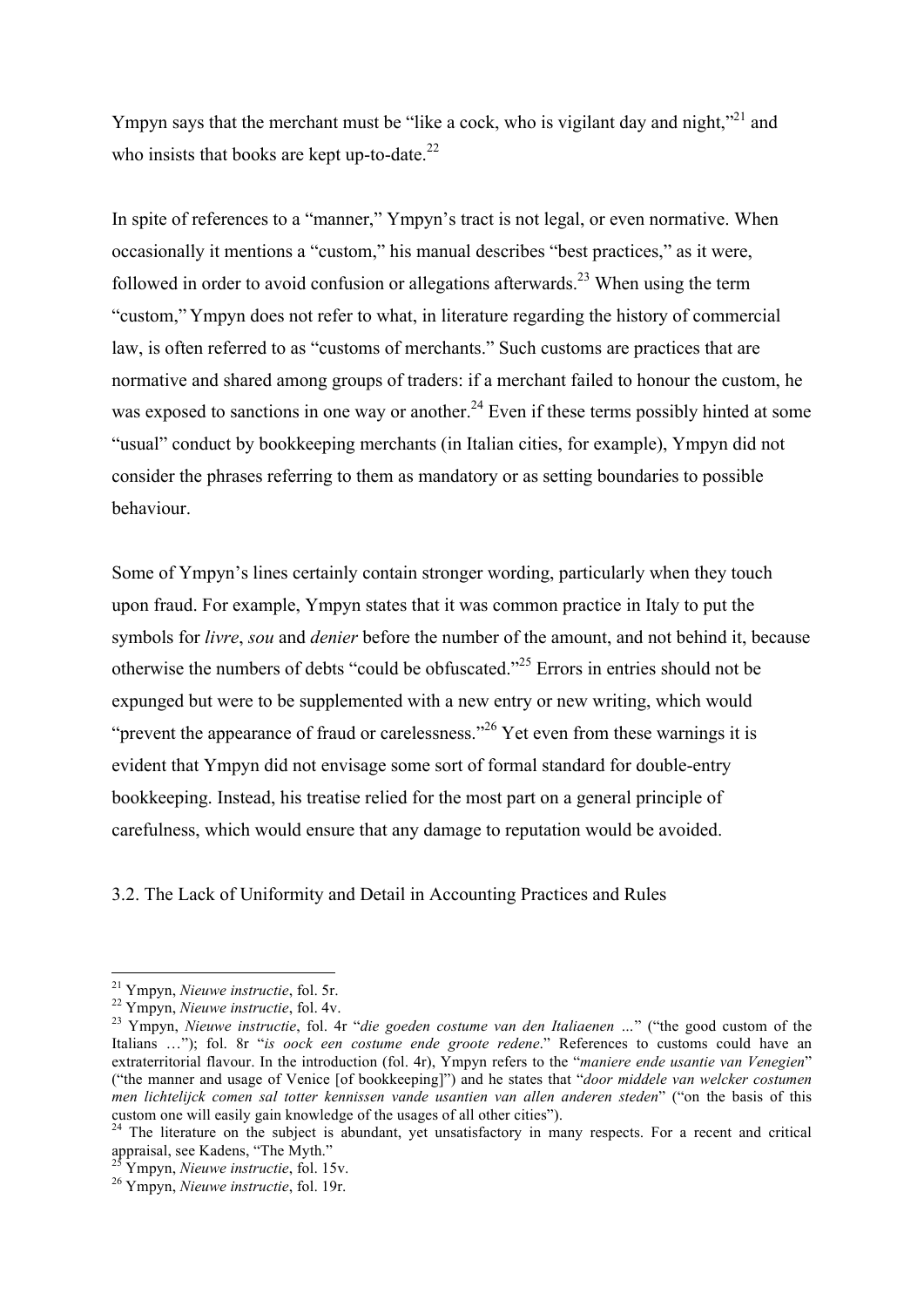Ympyn says that the merchant must be "like a cock, who is vigilant day and night,"[21] and who insists that books are kept up-to-date.[22]

In spite of references to a "manner," Ympyn's tract is not legal, or even normative. When occasionally it mentions a "custom," his manual describes "best practices," as it were, followed in order to avoid confusion or allegations afterwards.[23] When using the term "custom," Ympyn does not refer to what, in literature regarding the history of commercial law, is often referred to as "customs of merchants." Such customs are practices that are normative and shared among groups of traders: if a merchant failed to honour the custom, he was exposed to sanctions in one way or another.[24] Even if these terms possibly hinted at some "usual" conduct by bookkeeping merchants (in Italian cities, for example), Ympyn did not consider the phrases referring to them as mandatory or as setting boundaries to possible behaviour.

Some of Ympyn's lines certainly contain stronger wording, particularly when they touch upon fraud. For example, Ympyn states that it was common practice in Italy to put the symbols for *livre*, *sou* and *denier* before the number of the amount, and not behind it, because otherwise the numbers of debts "could be obfuscated."[25] Errors in entries should not be expunged but were to be supplemented with a new entry or new writing, which would "prevent the appearance of fraud or carelessness."[26] Yet even from these warnings it is evident that Ympyn did not envisage some sort of formal standard for double-entry bookkeeping. Instead, his treatise relied for the most part on a general principle of carefulness, which would ensure that any damage to reputation would be avoided.

## 3.2. The Lack of Uniformity and Detail in Accounting Practices and Rules

---

[21] Ympyn, *Nieuwe instructie*, fol. 5r.

[22] Ympyn, *Nieuwe instructie*, fol. 4v.

[23] Ympyn, *Nieuwe instructie*, fol. 4r "*die goeden costume van den Italiaenen …*" ("the good custom of the Italians …"); fol. 8r "*is oock een costume ende groote redene*." References to customs could have an extraterritorial flavour. In the introduction (fol. 4r), Ympyn refers to the "*maniere ende usantie van Venegien*" ("the manner and usage of Venice [of bookkeeping]") and he states that "*door middele van welcker costumen men lichtelijck comen sal totter kennissen vande usantien van allen anderen steden*" ("on the basis of this custom one will easily gain knowledge of the usages of all other cities").

[24] The literature on the subject is abundant, yet unsatisfactory in many respects. For a recent and critical appraisal, see Kadens, "The Myth."

[25] Ympyn, *Nieuwe instructie*, fol. 15v.

[26] Ympyn, *Nieuwe instructie*, fol. 19r.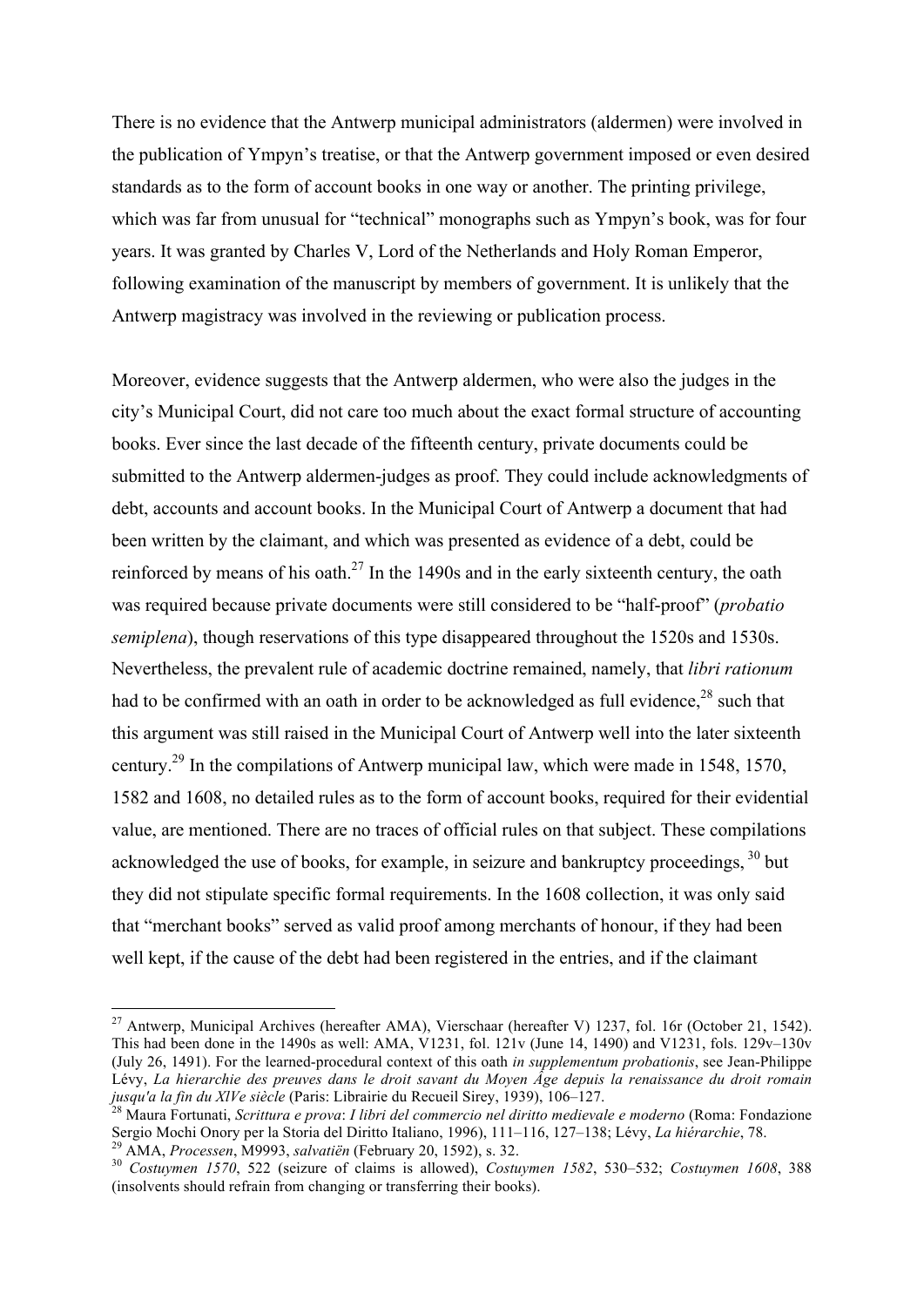There is no evidence that the Antwerp municipal administrators (aldermen) were involved in the publication of Ympyn's treatise, or that the Antwerp government imposed or even desired standards as to the form of account books in one way or another. The printing privilege, which was far from unusual for "technical" monographs such as Ympyn's book, was for four years. It was granted by Charles V, Lord of the Netherlands and Holy Roman Emperor, following examination of the manuscript by members of government. It is unlikely that the Antwerp magistracy was involved in the reviewing or publication process.

Moreover, evidence suggests that the Antwerp aldermen, who were also the judges in the city's Municipal Court, did not care too much about the exact formal structure of accounting books. Ever since the last decade of the fifteenth century, private documents could be submitted to the Antwerp aldermen-judges as proof. They could include acknowledgments of debt, accounts and account books. In the Municipal Court of Antwerp a document that had been written by the claimant, and which was presented as evidence of a debt, could be reinforced by means of his oath.[27] In the 1490s and in the early sixteenth century, the oath was required because private documents were still considered to be "half-proof" (*probatio semiplena*), though reservations of this type disappeared throughout the 1520s and 1530s. Nevertheless, the prevalent rule of academic doctrine remained, namely, that *libri rationum* had to be confirmed with an oath in order to be acknowledged as full evidence,[28] such that this argument was still raised in the Municipal Court of Antwerp well into the later sixteenth century.[29] In the compilations of Antwerp municipal law, which were made in 1548, 1570, 1582 and 1608, no detailed rules as to the form of account books, required for their evidential value, are mentioned. There are no traces of official rules on that subject. These compilations acknowledged the use of books, for example, in seizure and bankruptcy proceedings, [30] but they did not stipulate specific formal requirements. In the 1608 collection, it was only said that "merchant books" served as valid proof among merchants of honour, if they had been well kept, if the cause of the debt had been registered in the entries, and if the claimant

[27] Antwerp, Municipal Archives (hereafter AMA), Vierschaar (hereafter V) 1237, fol. 16r (October 21, 1542). This had been done in the 1490s as well: AMA, V1231, fol. 121v (June 14, 1490) and V1231, fols. 129v–130v (July 26, 1491). For the learned-procedural context of this oath *in supplementum probationis*, see Jean-Philippe Lévy, *La hierarchie des preuves dans le droit savant du Moyen Âge depuis la renaissance du droit romain jusqu'a la fin du XIVe siècle* (Paris: Librairie du Recueil Sirey, 1939), 106–127.

[28] Maura Fortunati, *Scrittura e prova*: *I libri del commercio nel diritto medievale e moderno* (Roma: Fondazione Sergio Mochi Onory per la Storia del Diritto Italiano, 1996), 111–116, 127–138; Lévy, *La hiérarchie*, 78.

[29] AMA, *Processen*, M9993, *salvatiën* (February 20, 1592), s. 32.

[30] *Costuymen 1570*, 522 (seizure of claims is allowed), *Costuymen 1582*, 530–532; *Costuymen 1608*, 388 (insolvents should refrain from changing or transferring their books).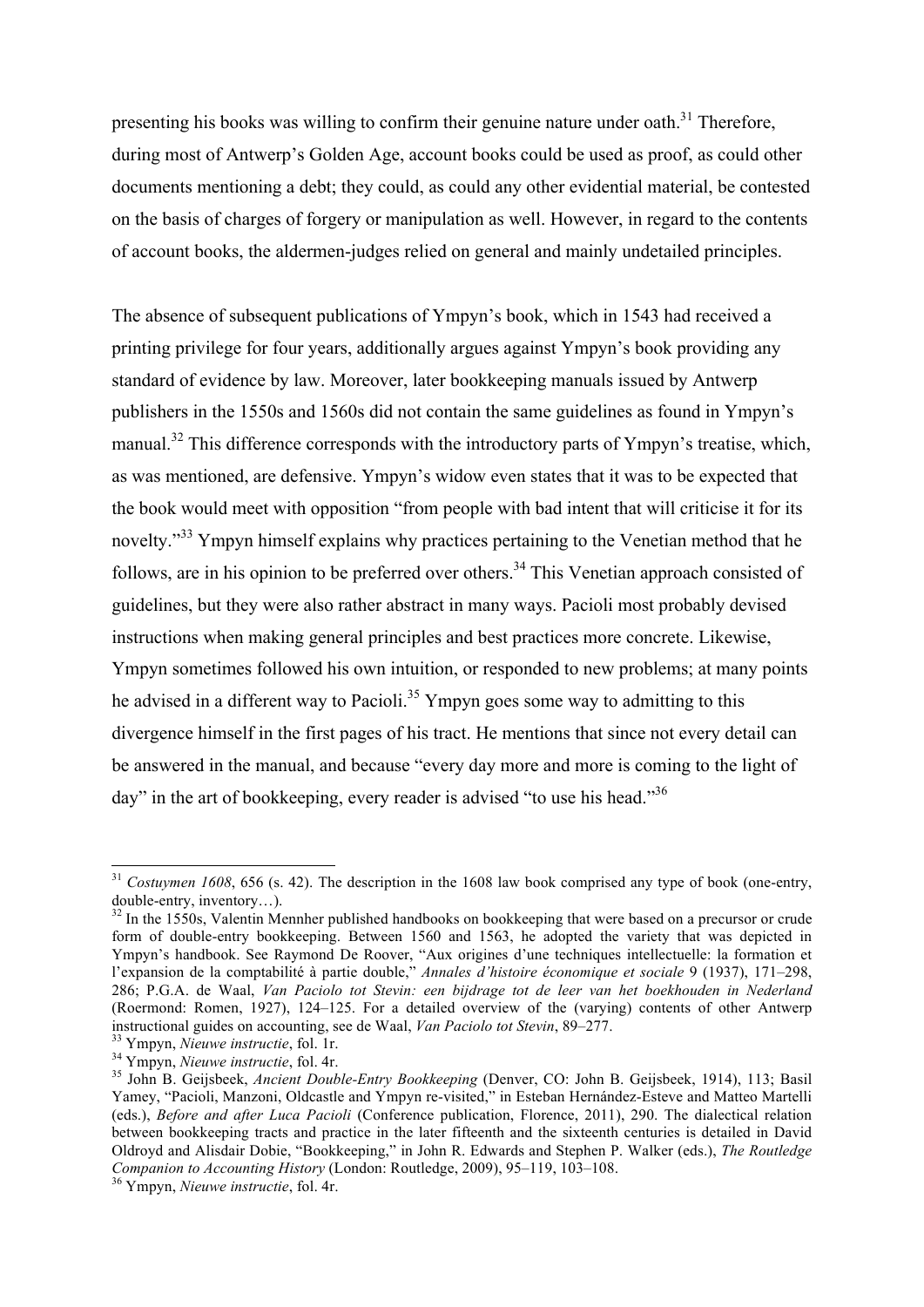presenting his books was willing to confirm their genuine nature under oath.[31] Therefore, during most of Antwerp's Golden Age, account books could be used as proof, as could other documents mentioning a debt; they could, as could any other evidential material, be contested on the basis of charges of forgery or manipulation as well. However, in regard to the contents of account books, the aldermen-judges relied on general and mainly undetailed principles.

The absence of subsequent publications of Ympyn's book, which in 1543 had received a printing privilege for four years, additionally argues against Ympyn's book providing any standard of evidence by law. Moreover, later bookkeeping manuals issued by Antwerp publishers in the 1550s and 1560s did not contain the same guidelines as found in Ympyn's manual.[32] This difference corresponds with the introductory parts of Ympyn's treatise, which, as was mentioned, are defensive. Ympyn's widow even states that it was to be expected that the book would meet with opposition "from people with bad intent that will criticise it for its novelty."[33] Ympyn himself explains why practices pertaining to the Venetian method that he follows, are in his opinion to be preferred over others.[34] This Venetian approach consisted of guidelines, but they were also rather abstract in many ways. Pacioli most probably devised instructions when making general principles and best practices more concrete. Likewise, Ympyn sometimes followed his own intuition, or responded to new problems; at many points he advised in a different way to Pacioli.[35] Ympyn goes some way to admitting to this divergence himself in the first pages of his tract. He mentions that since not every detail can be answered in the manual, and because "every day more and more is coming to the light of day" in the art of bookkeeping, every reader is advised "to use his head."[36]

---

[31] *Costuymen 1608*, 656 (s. 42). The description in the 1608 law book comprised any type of book (one-entry, double-entry, inventory…).

[32] In the 1550s, Valentin Mennher published handbooks on bookkeeping that were based on a precursor or crude form of double-entry bookkeeping. Between 1560 and 1563, he adopted the variety that was depicted in Ympyn's handbook. See Raymond De Roover, "Aux origines d'une techniques intellectuelle: la formation et l'expansion de la comptabilité à partie double," *Annales d'histoire économique et sociale* 9 (1937), 171–298, 286; P.G.A. de Waal, *Van Paciolo tot Stevin: een bijdrage tot de leer van het boekhouden in Nederland* (Roermond: Romen, 1927), 124–125. For a detailed overview of the (varying) contents of other Antwerp instructional guides on accounting, see de Waal, *Van Paciolo tot Stevin*, 89–277.

[33] Ympyn, *Nieuwe instructie*, fol. 1r.

[34] Ympyn, *Nieuwe instructie*, fol. 4r.

[35] John B. Geijsbeek, *Ancient Double-Entry Bookkeeping* (Denver, CO: John B. Geijsbeek, 1914), 113; Basil Yamey, "Pacioli, Manzoni, Oldcastle and Ympyn re-visited," in Esteban Hernández-Esteve and Matteo Martelli (eds.), *Before and after Luca Pacioli* (Conference publication, Florence, 2011), 290. The dialectical relation between bookkeeping tracts and practice in the later fifteenth and the sixteenth centuries is detailed in David Oldroyd and Alisdair Dobie, "Bookkeeping," in John R. Edwards and Stephen P. Walker (eds.), *The Routledge Companion to Accounting History* (London: Routledge, 2009), 95–119, 103–108.

[36] Ympyn, *Nieuwe instructie*, fol. 4r.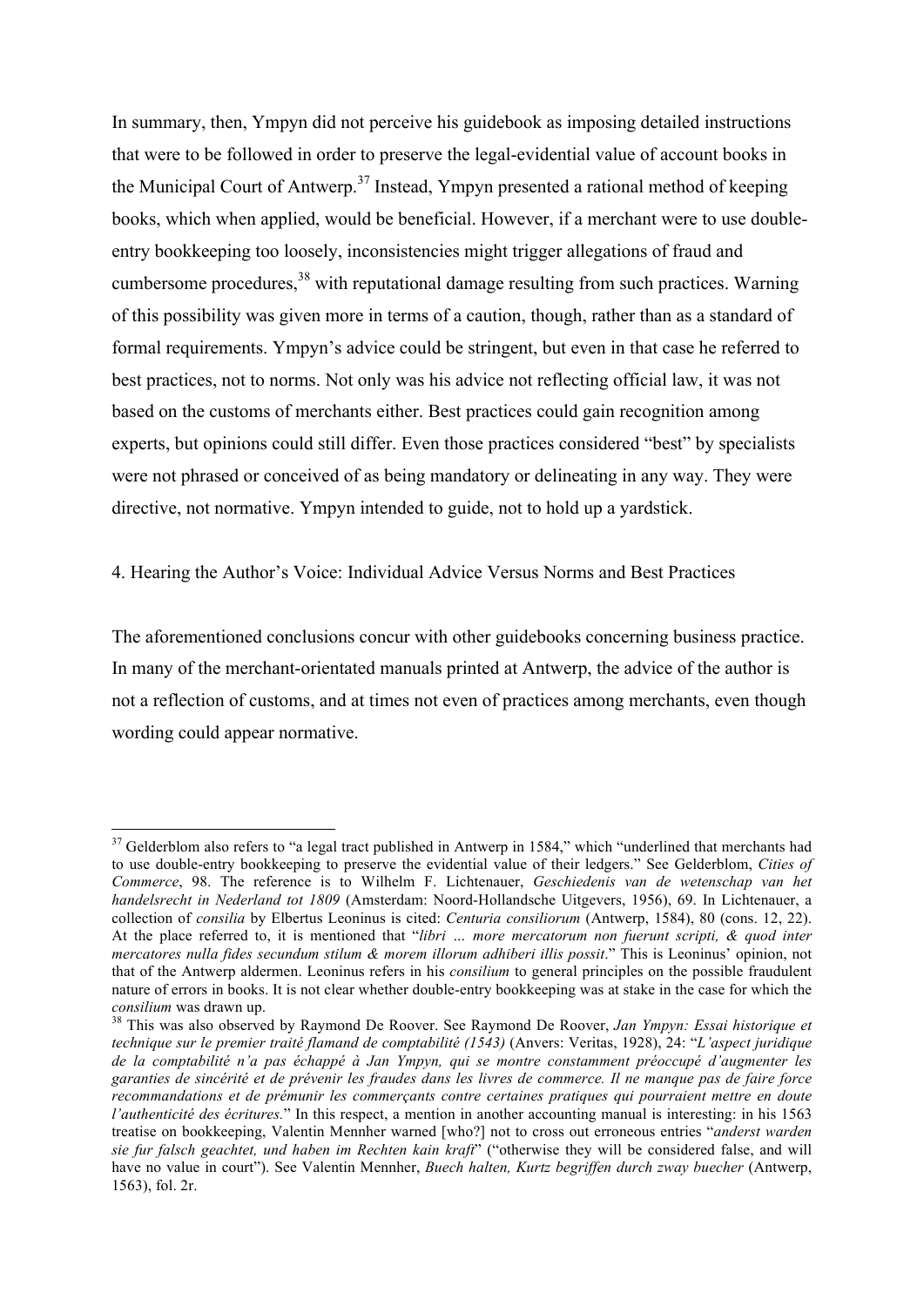In summary, then, Ympyn did not perceive his guidebook as imposing detailed instructions that were to be followed in order to preserve the legal-evidential value of account books in the Municipal Court of Antwerp.[37] Instead, Ympyn presented a rational method of keeping books, which when applied, would be beneficial. However, if a merchant were to use double-entry bookkeeping too loosely, inconsistencies might trigger allegations of fraud and cumbersome procedures,[38] with reputational damage resulting from such practices. Warning of this possibility was given more in terms of a caution, though, rather than as a standard of formal requirements. Ympyn's advice could be stringent, but even in that case he referred to best practices, not to norms. Not only was his advice not reflecting official law, it was not based on the customs of merchants either. Best practices could gain recognition among experts, but opinions could still differ. Even those practices considered "best" by specialists were not phrased or conceived of as being mandatory or delineating in any way. They were directive, not normative. Ympyn intended to guide, not to hold up a yardstick.

## 4. Hearing the Author's Voice: Individual Advice Versus Norms and Best Practices

The aforementioned conclusions concur with other guidebooks concerning business practice. In many of the merchant-orientated manuals printed at Antwerp, the advice of the author is not a reflection of customs, and at times not even of practices among merchants, even though wording could appear normative.

---

[37] Gelderblom also refers to "a legal tract published in Antwerp in 1584," which "underlined that merchants had to use double-entry bookkeeping to preserve the evidential value of their ledgers." See Gelderblom, *Cities of Commerce*, 98. The reference is to Wilhelm F. Lichtenauer, *Geschiedenis van de wetenschap van het handelsrecht in Nederland tot 1809* (Amsterdam: Noord-Hollandsche Uitgevers, 1956), 69. In Lichtenauer, a collection of *consilia* by Elbertus Leoninus is cited: *Centuria consiliorum* (Antwerp, 1584), 80 (cons. 12, 22). At the place referred to, it is mentioned that "*libri … more mercatorum non fuerunt scripti, & quod inter mercatores nulla fides secundum stilum & morem illorum adhiberi illis possit*." This is Leoninus' opinion, not that of the Antwerp aldermen. Leoninus refers in his *consilium* to general principles on the possible fraudulent nature of errors in books. It is not clear whether double-entry bookkeeping was at stake in the case for which the *consilium* was drawn up.

[38] This was also observed by Raymond De Roover. See Raymond De Roover, *Jan Ympyn: Essai historique et technique sur le premier traité flamand de comptabilité (1543)* (Anvers: Veritas, 1928), 24: "*L'aspect juridique de la comptabilité n'a pas échappé à Jan Ympyn, qui se montre constamment préoccupé d'augmenter les garanties de sincérité et de prévenir les fraudes dans les livres de commerce. Il ne manque pas de faire force recommandations et de prémunir les commerçants contre certaines pratiques qui pourraient mettre en doute l'authenticité des écritures.*" In this respect, a mention in another accounting manual is interesting: in his 1563 treatise on bookkeeping, Valentin Mennher warned [who?] not to cross out erroneous entries "*anderst warden sie fur falsch geachtet, und haben im Rechten kain kraft*" ("otherwise they will be considered false, and will have no value in court"). See Valentin Mennher, *Buech halten, Kurtz begriffen durch zway buecher* (Antwerp, 1563), fol. 2r.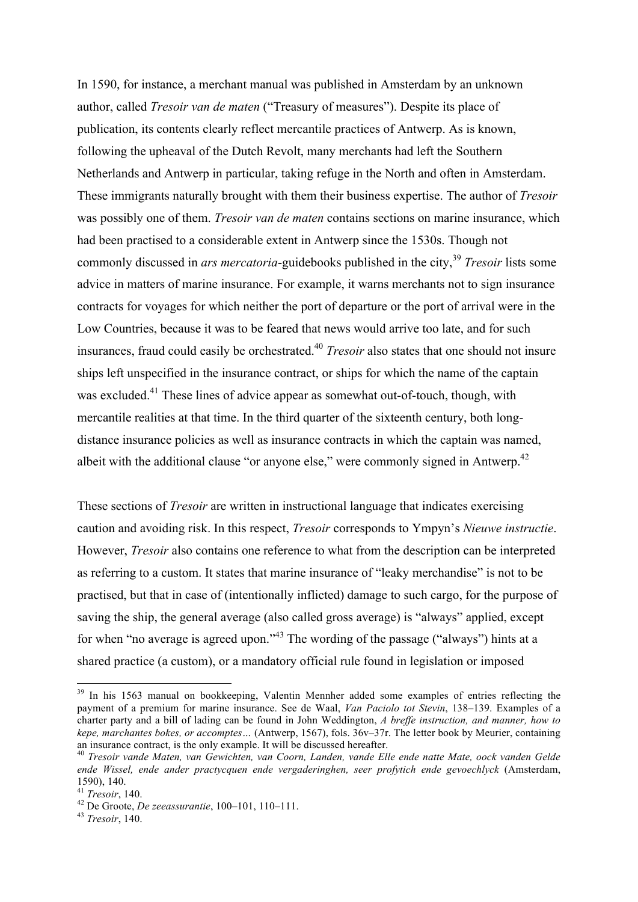In 1590, for instance, a merchant manual was published in Amsterdam by an unknown author, called *Tresoir van de maten* ("Treasury of measures"). Despite its place of publication, its contents clearly reflect mercantile practices of Antwerp. As is known, following the upheaval of the Dutch Revolt, many merchants had left the Southern Netherlands and Antwerp in particular, taking refuge in the North and often in Amsterdam. These immigrants naturally brought with them their business expertise. The author of *Tresoir* was possibly one of them. *Tresoir van de maten* contains sections on marine insurance, which had been practised to a considerable extent in Antwerp since the 1530s. Though not commonly discussed in *ars mercatoria*-guidebooks published in the city,[39] *Tresoir* lists some advice in matters of marine insurance. For example, it warns merchants not to sign insurance contracts for voyages for which neither the port of departure or the port of arrival were in the Low Countries, because it was to be feared that news would arrive too late, and for such insurances, fraud could easily be orchestrated.[40] *Tresoir* also states that one should not insure ships left unspecified in the insurance contract, or ships for which the name of the captain was excluded.[41] These lines of advice appear as somewhat out-of-touch, though, with mercantile realities at that time. In the third quarter of the sixteenth century, both long-distance insurance policies as well as insurance contracts in which the captain was named, albeit with the additional clause "or anyone else," were commonly signed in Antwerp.[42]

These sections of *Tresoir* are written in instructional language that indicates exercising caution and avoiding risk. In this respect, *Tresoir* corresponds to Ympyn's *Nieuwe instructie*. However, *Tresoir* also contains one reference to what from the description can be interpreted as referring to a custom. It states that marine insurance of "leaky merchandise" is not to be practised, but that in case of (intentionally inflicted) damage to such cargo, for the purpose of saving the ship, the general average (also called gross average) is "always" applied, except for when "no average is agreed upon."[43] The wording of the passage ("always") hints at a shared practice (a custom), or a mandatory official rule found in legislation or imposed

---

[39] In his 1563 manual on bookkeeping, Valentin Mennher added some examples of entries reflecting the payment of a premium for marine insurance. See de Waal, *Van Paciolo tot Stevin*, 138–139. Examples of a charter party and a bill of lading can be found in John Weddington, *A breffe instruction, and manner, how to kepe, marchantes bokes, or accomptes…* (Antwerp, 1567), fols. 36v–37r. The letter book by Meurier, containing an insurance contract, is the only example. It will be discussed hereafter.

[40] *Tresoir vande Maten, van Gewichten, van Coorn, Landen, vande Elle ende natte Mate, oock vanden Gelde ende Wissel, ende ander practycquen ende vergaderinghen, seer profytich ende gevoechlyck* (Amsterdam, 1590), 140.

[41] *Tresoir*, 140.

[42] De Groote, *De zeeassurantie*, 100–101, 110–111.

[43] *Tresoir*, 140.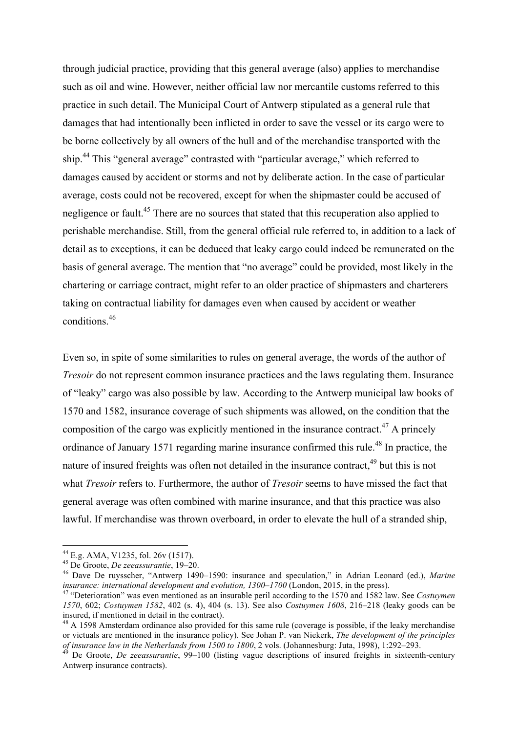through judicial practice, providing that this general average (also) applies to merchandise such as oil and wine. However, neither official law nor mercantile customs referred to this practice in such detail. The Municipal Court of Antwerp stipulated as a general rule that damages that had intentionally been inflicted in order to save the vessel or its cargo were to be borne collectively by all owners of the hull and of the merchandise transported with the ship.[44] This "general average" contrasted with "particular average," which referred to damages caused by accident or storms and not by deliberate action. In the case of particular average, costs could not be recovered, except for when the shipmaster could be accused of negligence or fault.[45] There are no sources that stated that this recuperation also applied to perishable merchandise. Still, from the general official rule referred to, in addition to a lack of detail as to exceptions, it can be deduced that leaky cargo could indeed be remunerated on the basis of general average. The mention that "no average" could be provided, most likely in the chartering or carriage contract, might refer to an older practice of shipmasters and charterers taking on contractual liability for damages even when caused by accident or weather conditions.[46]

Even so, in spite of some similarities to rules on general average, the words of the author of *Tresoir* do not represent common insurance practices and the laws regulating them. Insurance of "leaky" cargo was also possible by law. According to the Antwerp municipal law books of 1570 and 1582, insurance coverage of such shipments was allowed, on the condition that the composition of the cargo was explicitly mentioned in the insurance contract.[47] A princely ordinance of January 1571 regarding marine insurance confirmed this rule.[48] In practice, the nature of insured freights was often not detailed in the insurance contract,[49] but this is not what *Tresoir* refers to. Furthermore, the author of *Tresoir* seems to have missed the fact that general average was often combined with marine insurance, and that this practice was also lawful. If merchandise was thrown overboard, in order to elevate the hull of a stranded ship,

---

[44] E.g. AMA, V1235, fol. 26v (1517).

[45] De Groote, *De zeeassurantie*, 19–20.

[46] Dave De ruysscher, "Antwerp 1490–1590: insurance and speculation," in Adrian Leonard (ed.), *Marine insurance: international development and evolution, 1300–1700* (London, 2015, in the press).

[47] "Deterioration" was even mentioned as an insurable peril according to the 1570 and 1582 law. See *Costuymen 1570*, 602; *Costuymen 1582*, 402 (s. 4), 404 (s. 13). See also *Costuymen 1608*, 216–218 (leaky goods can be insured, if mentioned in detail in the contract).

[48] A 1598 Amsterdam ordinance also provided for this same rule (coverage is possible, if the leaky merchandise or victuals are mentioned in the insurance policy). See Johan P. van Niekerk, *The development of the principles of insurance law in the Netherlands from 1500 to 1800*, 2 vols. (Johannesburg: Juta, 1998), 1:292–293.

[49] De Groote, *De zeeassurantie*, 99–100 (listing vague descriptions of insured freights in sixteenth-century Antwerp insurance contracts).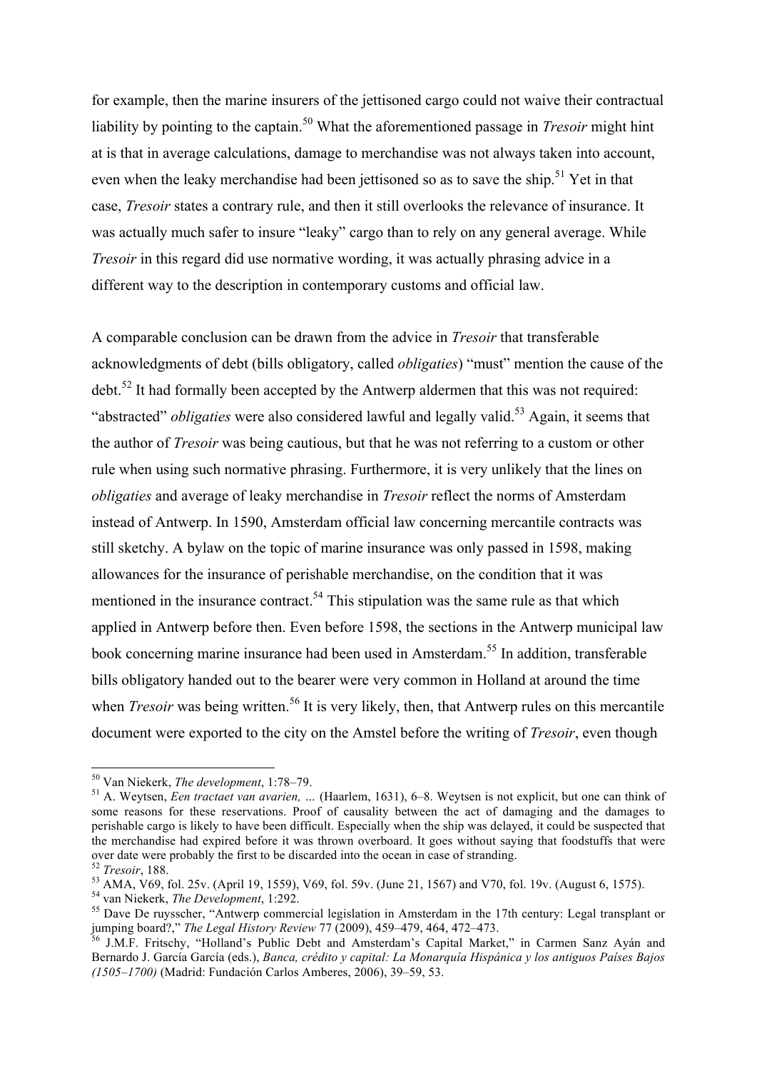for example, then the marine insurers of the jettisoned cargo could not waive their contractual liability by pointing to the captain.[50] What the aforementioned passage in *Tresoir* might hint at is that in average calculations, damage to merchandise was not always taken into account, even when the leaky merchandise had been jettisoned so as to save the ship.[51] Yet in that case, *Tresoir* states a contrary rule, and then it still overlooks the relevance of insurance. It was actually much safer to insure "leaky" cargo than to rely on any general average. While *Tresoir* in this regard did use normative wording, it was actually phrasing advice in a different way to the description in contemporary customs and official law.

A comparable conclusion can be drawn from the advice in *Tresoir* that transferable acknowledgments of debt (bills obligatory, called *obligaties*) "must" mention the cause of the debt.[52] It had formally been accepted by the Antwerp aldermen that this was not required: "abstracted" *obligaties* were also considered lawful and legally valid.[53] Again, it seems that the author of *Tresoir* was being cautious, but that he was not referring to a custom or other rule when using such normative phrasing. Furthermore, it is very unlikely that the lines on *obligaties* and average of leaky merchandise in *Tresoir* reflect the norms of Amsterdam instead of Antwerp. In 1590, Amsterdam official law concerning mercantile contracts was still sketchy. A bylaw on the topic of marine insurance was only passed in 1598, making allowances for the insurance of perishable merchandise, on the condition that it was mentioned in the insurance contract.[54] This stipulation was the same rule as that which applied in Antwerp before then. Even before 1598, the sections in the Antwerp municipal law book concerning marine insurance had been used in Amsterdam.[55] In addition, transferable bills obligatory handed out to the bearer were very common in Holland at around the time when *Tresoir* was being written.[56] It is very likely, then, that Antwerp rules on this mercantile document were exported to the city on the Amstel before the writing of *Tresoir*, even though

---

[50] Van Niekerk, *The development*, 1:78–79.

[51] A. Weytsen, *Een tractaet van avarien, …* (Haarlem, 1631), 6–8. Weytsen is not explicit, but one can think of some reasons for these reservations. Proof of causality between the act of damaging and the damages to perishable cargo is likely to have been difficult. Especially when the ship was delayed, it could be suspected that the merchandise had expired before it was thrown overboard. It goes without saying that foodstuffs that were over date were probably the first to be discarded into the ocean in case of stranding.

[52] *Tresoir*, 188.

[53] AMA, V69, fol. 25v. (April 19, 1559), V69, fol. 59v. (June 21, 1567) and V70, fol. 19v. (August 6, 1575).

[54] van Niekerk, *The Development*, 1:292.

[55] Dave De ruysscher, "Antwerp commercial legislation in Amsterdam in the 17th century: Legal transplant or jumping board?," *The Legal History Review* 77 (2009), 459–479, 464, 472–473.

[56] J.M.F. Fritschy, "Holland's Public Debt and Amsterdam's Capital Market," in Carmen Sanz Ayán and Bernardo J. García García (eds.), *Banca, crédito y capital: La Monarquía Hispánica y los antiguos Países Bajos (1505–1700)* (Madrid: Fundación Carlos Amberes, 2006), 39–59, 53.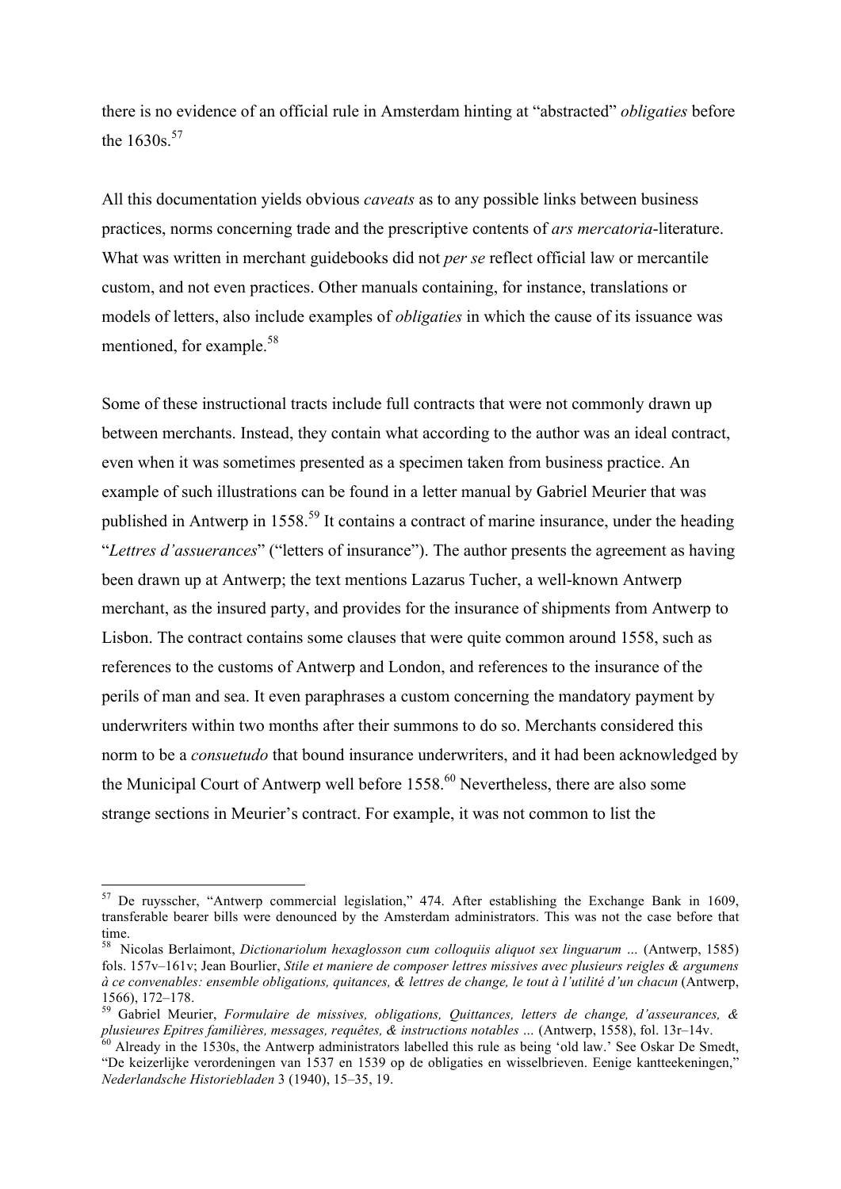there is no evidence of an official rule in Amsterdam hinting at "abstracted" *obligaties* before the 1630s.[57]

All this documentation yields obvious *caveats* as to any possible links between business practices, norms concerning trade and the prescriptive contents of *ars mercatoria*-literature. What was written in merchant guidebooks did not *per se* reflect official law or mercantile custom, and not even practices. Other manuals containing, for instance, translations or models of letters, also include examples of *obligaties* in which the cause of its issuance was mentioned, for example.[58]

Some of these instructional tracts include full contracts that were not commonly drawn up between merchants. Instead, they contain what according to the author was an ideal contract, even when it was sometimes presented as a specimen taken from business practice. An example of such illustrations can be found in a letter manual by Gabriel Meurier that was published in Antwerp in 1558.[59] It contains a contract of marine insurance, under the heading "*Lettres d'assuerances*" ("letters of insurance"). The author presents the agreement as having been drawn up at Antwerp; the text mentions Lazarus Tucher, a well-known Antwerp merchant, as the insured party, and provides for the insurance of shipments from Antwerp to Lisbon. The contract contains some clauses that were quite common around 1558, such as references to the customs of Antwerp and London, and references to the insurance of the perils of man and sea. It even paraphrases a custom concerning the mandatory payment by underwriters within two months after their summons to do so. Merchants considered this norm to be a *consuetudo* that bound insurance underwriters, and it had been acknowledged by the Municipal Court of Antwerp well before 1558.[60] Nevertheless, there are also some strange sections in Meurier's contract. For example, it was not common to list the

---

[57] De ruysscher, "Antwerp commercial legislation," 474. After establishing the Exchange Bank in 1609, transferable bearer bills were denounced by the Amsterdam administrators. This was not the case before that time.

[58] Nicolas Berlaimont, *Dictionariolum hexaglosson cum colloquiis aliquot sex linguarum …* (Antwerp, 1585) fols. 157v–161v; Jean Bourlier, *Stile et maniere de composer lettres missives avec plusieurs reigles & argumens à ce convenables: ensemble obligations, quitances, & lettres de change, le tout à l'utilité d'un chacun* (Antwerp, 1566), 172–178.

[59] Gabriel Meurier, *Formulaire de missives, obligations, Quittances, letters de change, d'asseurances, & plusieures Epitres familières, messages, requêtes, & instructions notables …* (Antwerp, 1558), fol. 13r–14v.

[60] Already in the 1530s, the Antwerp administrators labelled this rule as being 'old law.' See Oskar De Smedt, "De keizerlijke verordeningen van 1537 en 1539 op de obligaties en wisselbrieven. Eenige kantteekeningen," *Nederlandsche Historiebladen* 3 (1940), 15–35, 19.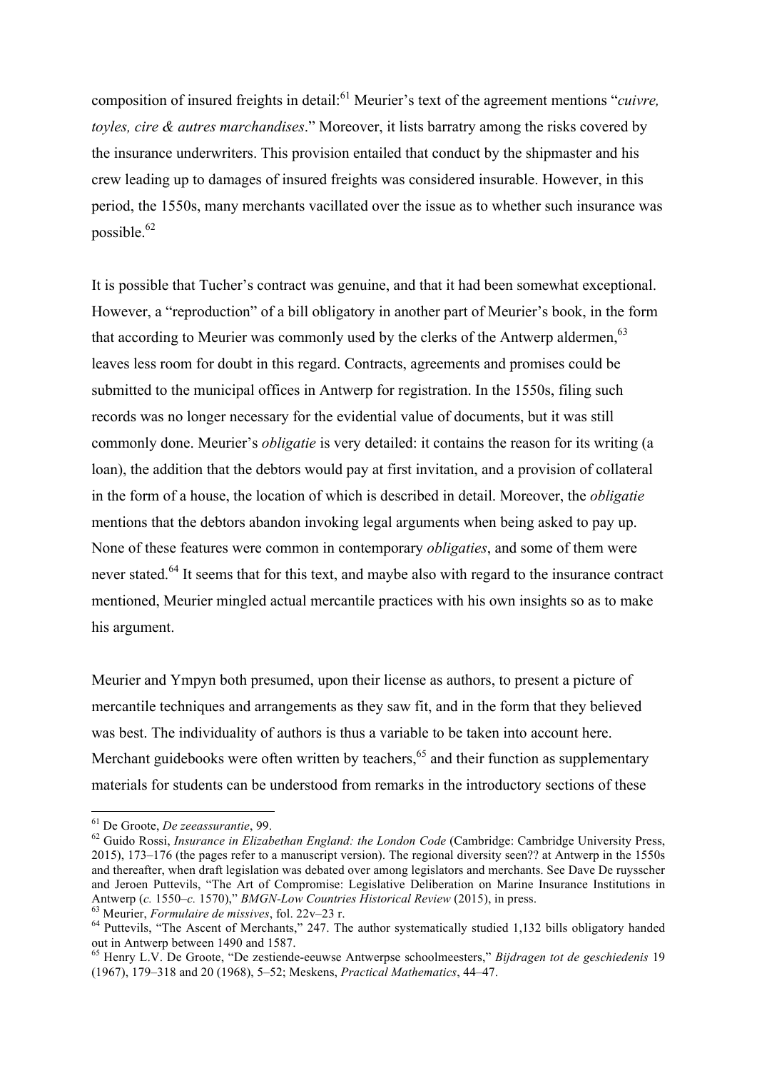composition of insured freights in detail:[61] Meurier's text of the agreement mentions "*cuivre, toyles, cire & autres marchandises*." Moreover, it lists barratry among the risks covered by the insurance underwriters. This provision entailed that conduct by the shipmaster and his crew leading up to damages of insured freights was considered insurable. However, in this period, the 1550s, many merchants vacillated over the issue as to whether such insurance was possible.[62]

It is possible that Tucher's contract was genuine, and that it had been somewhat exceptional. However, a "reproduction" of a bill obligatory in another part of Meurier's book, in the form that according to Meurier was commonly used by the clerks of the Antwerp aldermen,[63] leaves less room for doubt in this regard. Contracts, agreements and promises could be submitted to the municipal offices in Antwerp for registration. In the 1550s, filing such records was no longer necessary for the evidential value of documents, but it was still commonly done. Meurier's *obligatie* is very detailed: it contains the reason for its writing (a loan), the addition that the debtors would pay at first invitation, and a provision of collateral in the form of a house, the location of which is described in detail. Moreover, the *obligatie* mentions that the debtors abandon invoking legal arguments when being asked to pay up. None of these features were common in contemporary *obligaties*, and some of them were never stated.[64] It seems that for this text, and maybe also with regard to the insurance contract mentioned, Meurier mingled actual mercantile practices with his own insights so as to make his argument.

Meurier and Ympyn both presumed, upon their license as authors, to present a picture of mercantile techniques and arrangements as they saw fit, and in the form that they believed was best. The individuality of authors is thus a variable to be taken into account here. Merchant guidebooks were often written by teachers,[65] and their function as supplementary materials for students can be understood from remarks in the introductory sections of these

---

[61] De Groote, *De zeeassurantie*, 99.

[62] Guido Rossi, *Insurance in Elizabethan England: the London Code* (Cambridge: Cambridge University Press, 2015), 173–176 (the pages refer to a manuscript version). The regional diversity seen?? at Antwerp in the 1550s and thereafter, when draft legislation was debated over among legislators and merchants. See Dave De ruysscher and Jeroen Puttevils, "The Art of Compromise: Legislative Deliberation on Marine Insurance Institutions in Antwerp (*c.* 1550–*c.* 1570)," *BMGN-Low Countries Historical Review* (2015), in press.

[63] Meurier, *Formulaire de missives*, fol. 22v–23 r.

[64] Puttevils, "The Ascent of Merchants," 247. The author systematically studied 1,132 bills obligatory handed out in Antwerp between 1490 and 1587.

[65] Henry L.V. De Groote, "De zestiende-eeuwse Antwerpse schoolmeesters," *Bijdragen tot de geschiedenis* 19 (1967), 179–318 and 20 (1968), 5–52; Meskens, *Practical Mathematics*, 44–47.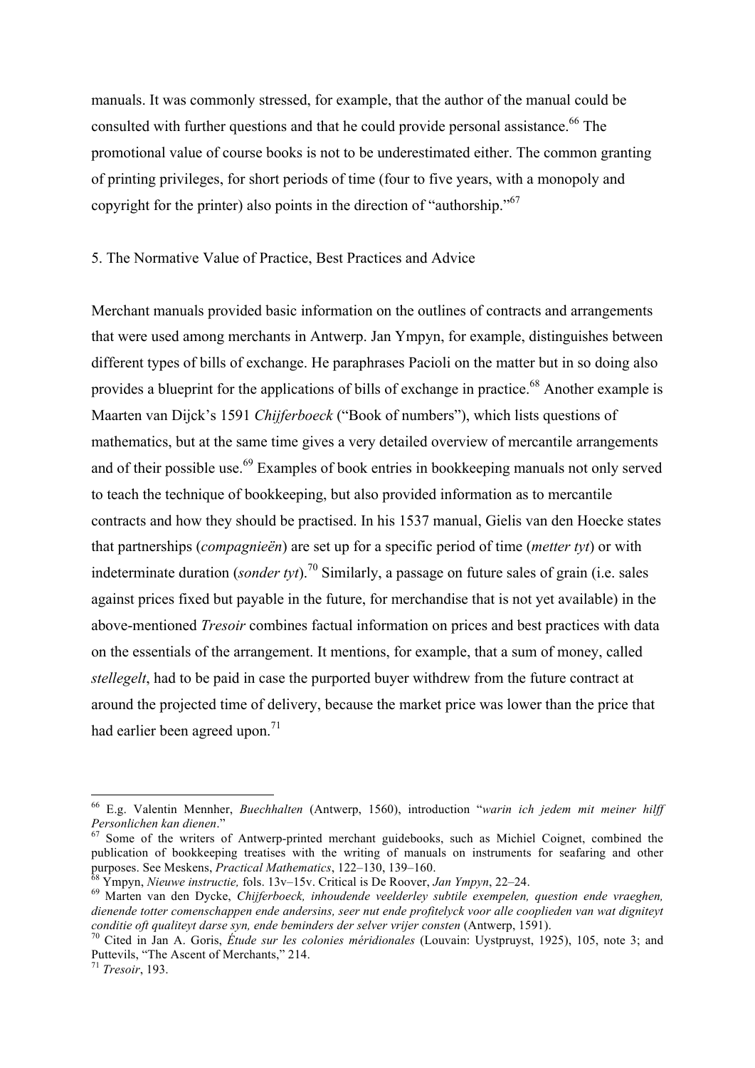manuals. It was commonly stressed, for example, that the author of the manual could be consulted with further questions and that he could provide personal assistance.[66] The promotional value of course books is not to be underestimated either. The common granting of printing privileges, for short periods of time (four to five years, with a monopoly and copyright for the printer) also points in the direction of "authorship."[67]

## 5. The Normative Value of Practice, Best Practices and Advice

Merchant manuals provided basic information on the outlines of contracts and arrangements that were used among merchants in Antwerp. Jan Ympyn, for example, distinguishes between different types of bills of exchange. He paraphrases Pacioli on the matter but in so doing also provides a blueprint for the applications of bills of exchange in practice.[68] Another example is Maarten van Dijck's 1591 *Chijferboeck* ("Book of numbers"), which lists questions of mathematics, but at the same time gives a very detailed overview of mercantile arrangements and of their possible use.[69] Examples of book entries in bookkeeping manuals not only served to teach the technique of bookkeeping, but also provided information as to mercantile contracts and how they should be practised. In his 1537 manual, Gielis van den Hoecke states that partnerships (*compagnieën*) are set up for a specific period of time (*metter tyt*) or with indeterminate duration (*sonder tyt*).[70] Similarly, a passage on future sales of grain (i.e. sales against prices fixed but payable in the future, for merchandise that is not yet available) in the above-mentioned *Tresoir* combines factual information on prices and best practices with data on the essentials of the arrangement. It mentions, for example, that a sum of money, called *stellegelt*, had to be paid in case the purported buyer withdrew from the future contract at around the projected time of delivery, because the market price was lower than the price that had earlier been agreed upon.[71]

---

[66] E.g. Valentin Mennher, *Buechhalten* (Antwerp, 1560), introduction "*warin ich jedem mit meiner hilff Personlichen kan dienen*."

[67] Some of the writers of Antwerp-printed merchant guidebooks, such as Michiel Coignet, combined the publication of bookkeeping treatises with the writing of manuals on instruments for seafaring and other purposes. See Meskens, *Practical Mathematics*, 122–130, 139–160.

[68] Ympyn, *Nieuwe instructie,* fols. 13v–15v. Critical is De Roover, *Jan Ympyn*, 22–24.

[69] Marten van den Dycke, *Chijferboeck, inhoudende veelderley subtile exempelen, question ende vraeghen, dienende totter comenschappen ende andersins, seer nut ende profitelyck voor alle cooplieden van wat digniteyt conditie oft qualiteyt darse syn, ende beminders der selver vrijer consten* (Antwerp, 1591).

[70] Cited in Jan A. Goris, *Étude sur les colonies méridionales* (Louvain: Uystpruyst, 1925), 105, note 3; and Puttevils, "The Ascent of Merchants," 214.

[71] *Tresoir*, 193.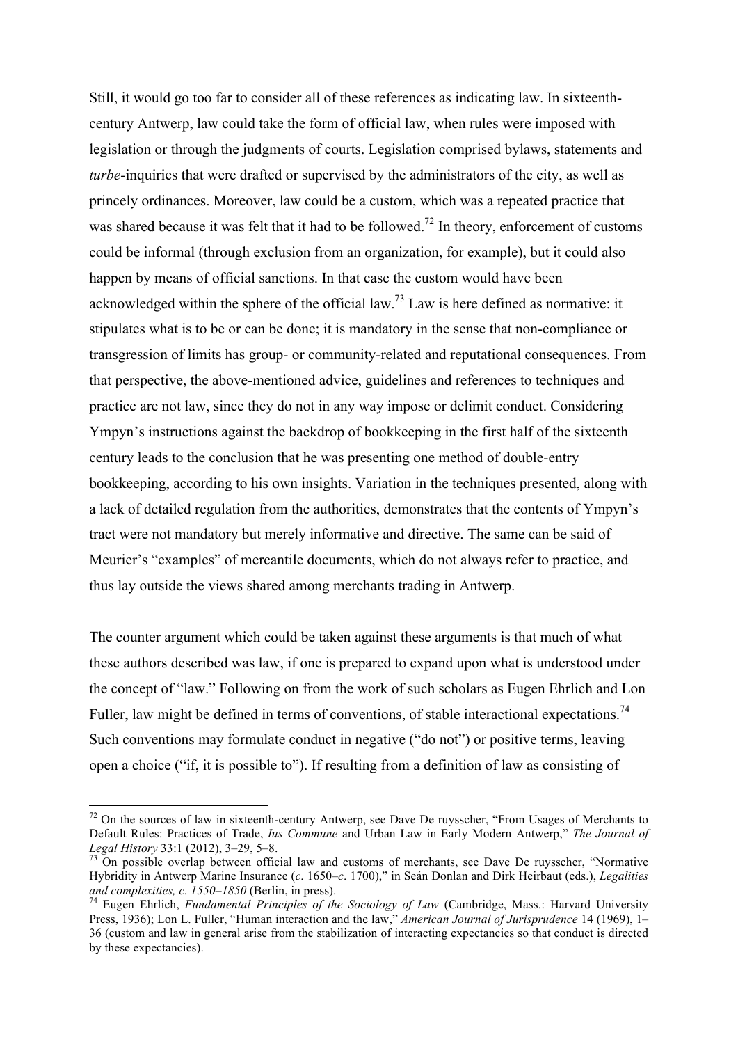Still, it would go too far to consider all of these references as indicating law. In sixteenth-century Antwerp, law could take the form of official law, when rules were imposed with legislation or through the judgments of courts. Legislation comprised bylaws, statements and *turbe*-inquiries that were drafted or supervised by the administrators of the city, as well as princely ordinances. Moreover, law could be a custom, which was a repeated practice that was shared because it was felt that it had to be followed.[72] In theory, enforcement of customs could be informal (through exclusion from an organization, for example), but it could also happen by means of official sanctions. In that case the custom would have been acknowledged within the sphere of the official law.[73] Law is here defined as normative: it stipulates what is to be or can be done; it is mandatory in the sense that non-compliance or transgression of limits has group- or community-related and reputational consequences. From that perspective, the above-mentioned advice, guidelines and references to techniques and practice are not law, since they do not in any way impose or delimit conduct. Considering Ympyn's instructions against the backdrop of bookkeeping in the first half of the sixteenth century leads to the conclusion that he was presenting one method of double-entry bookkeeping, according to his own insights. Variation in the techniques presented, along with a lack of detailed regulation from the authorities, demonstrates that the contents of Ympyn's tract were not mandatory but merely informative and directive. The same can be said of Meurier's "examples" of mercantile documents, which do not always refer to practice, and thus lay outside the views shared among merchants trading in Antwerp.

The counter argument which could be taken against these arguments is that much of what these authors described was law, if one is prepared to expand upon what is understood under the concept of "law." Following on from the work of such scholars as Eugen Ehrlich and Lon Fuller, law might be defined in terms of conventions, of stable interactional expectations.[74] Such conventions may formulate conduct in negative ("do not") or positive terms, leaving open a choice ("if, it is possible to"). If resulting from a definition of law as consisting of

---

[72] On the sources of law in sixteenth-century Antwerp, see Dave De ruysscher, "From Usages of Merchants to Default Rules: Practices of Trade, *Ius Commune* and Urban Law in Early Modern Antwerp," *The Journal of Legal History* 33:1 (2012), 3–29, 5–8.

[73] On possible overlap between official law and customs of merchants, see Dave De ruysscher, "Normative Hybridity in Antwerp Marine Insurance (*c*. 1650–*c*. 1700)," in Seán Donlan and Dirk Heirbaut (eds.), *Legalities and complexities, c. 1550–1850* (Berlin, in press).

[74] Eugen Ehrlich, *Fundamental Principles of the Sociology of Law* (Cambridge, Mass.: Harvard University Press, 1936); Lon L. Fuller, "Human interaction and the law," *American Journal of Jurisprudence* 14 (1969), 1–36 (custom and law in general arise from the stabilization of interacting expectancies so that conduct is directed by these expectancies).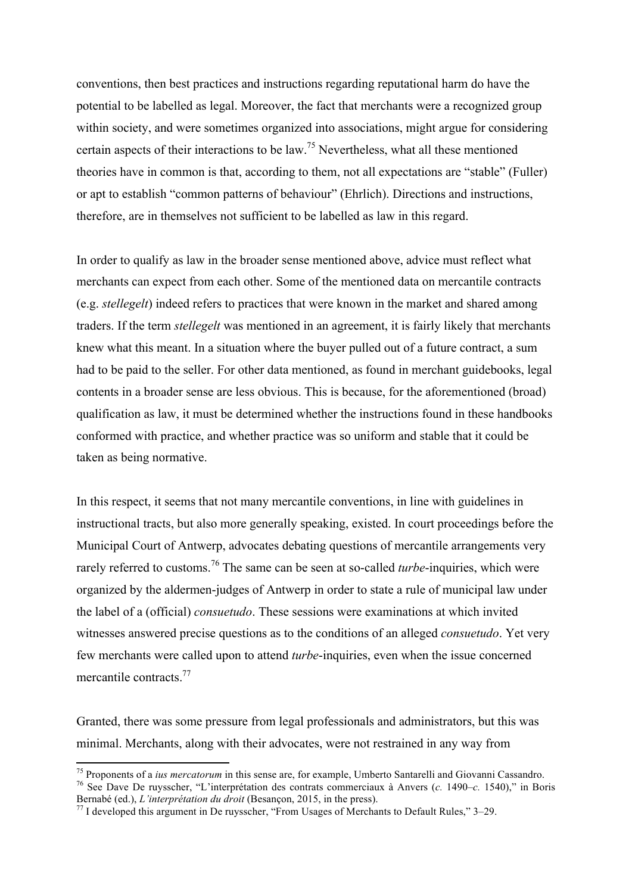conventions, then best practices and instructions regarding reputational harm do have the potential to be labelled as legal. Moreover, the fact that merchants were a recognized group within society, and were sometimes organized into associations, might argue for considering certain aspects of their interactions to be law.[75] Nevertheless, what all these mentioned theories have in common is that, according to them, not all expectations are "stable" (Fuller) or apt to establish "common patterns of behaviour" (Ehrlich). Directions and instructions, therefore, are in themselves not sufficient to be labelled as law in this regard.

In order to qualify as law in the broader sense mentioned above, advice must reflect what merchants can expect from each other. Some of the mentioned data on mercantile contracts (e.g. *stellegelt*) indeed refers to practices that were known in the market and shared among traders. If the term *stellegelt* was mentioned in an agreement, it is fairly likely that merchants knew what this meant. In a situation where the buyer pulled out of a future contract, a sum had to be paid to the seller. For other data mentioned, as found in merchant guidebooks, legal contents in a broader sense are less obvious. This is because, for the aforementioned (broad) qualification as law, it must be determined whether the instructions found in these handbooks conformed with practice, and whether practice was so uniform and stable that it could be taken as being normative.

In this respect, it seems that not many mercantile conventions, in line with guidelines in instructional tracts, but also more generally speaking, existed. In court proceedings before the Municipal Court of Antwerp, advocates debating questions of mercantile arrangements very rarely referred to customs.[76] The same can be seen at so-called *turbe*-inquiries, which were organized by the aldermen-judges of Antwerp in order to state a rule of municipal law under the label of a (official) *consuetudo*. These sessions were examinations at which invited witnesses answered precise questions as to the conditions of an alleged *consuetudo*. Yet very few merchants were called upon to attend *turbe*-inquiries, even when the issue concerned mercantile contracts.[77]

Granted, there was some pressure from legal professionals and administrators, but this was minimal. Merchants, along with their advocates, were not restrained in any way from

---

[75] Proponents of a *ius mercatorum* in this sense are, for example, Umberto Santarelli and Giovanni Cassandro.

[76] See Dave De ruysscher, "L'interprétation des contrats commerciaux à Anvers (*c.* 1490–*c.* 1540)," in Boris Bernabé (ed.), *L'interprétation du droit* (Besançon, 2015, in the press).

[77] I developed this argument in De ruysscher, "From Usages of Merchants to Default Rules," 3–29.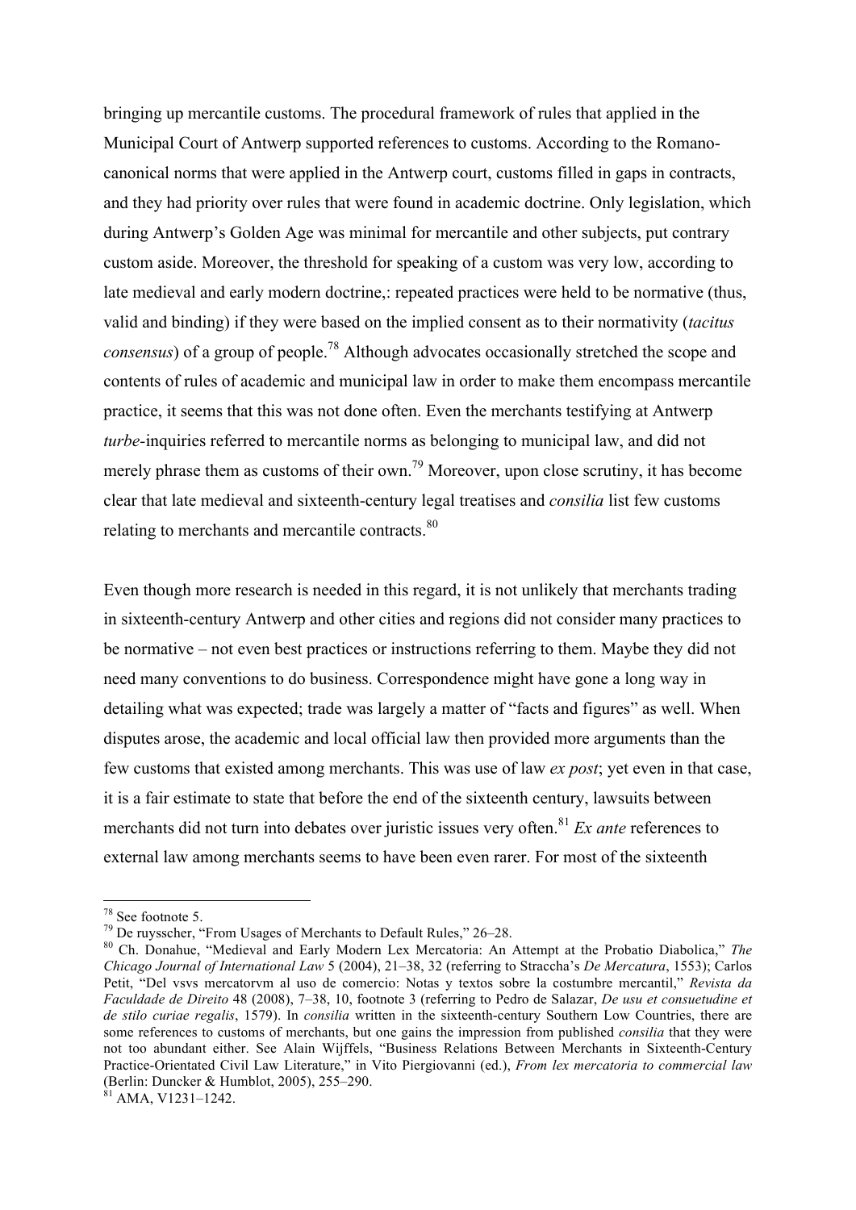bringing up mercantile customs. The procedural framework of rules that applied in the Municipal Court of Antwerp supported references to customs. According to the Romano-canonical norms that were applied in the Antwerp court, customs filled in gaps in contracts, and they had priority over rules that were found in academic doctrine. Only legislation, which during Antwerp's Golden Age was minimal for mercantile and other subjects, put contrary custom aside. Moreover, the threshold for speaking of a custom was very low, according to late medieval and early modern doctrine,: repeated practices were held to be normative (thus, valid and binding) if they were based on the implied consent as to their normativity (*tacitus consensus*) of a group of people.[78] Although advocates occasionally stretched the scope and contents of rules of academic and municipal law in order to make them encompass mercantile practice, it seems that this was not done often. Even the merchants testifying at Antwerp *turbe*-inquiries referred to mercantile norms as belonging to municipal law, and did not merely phrase them as customs of their own.[79] Moreover, upon close scrutiny, it has become clear that late medieval and sixteenth-century legal treatises and *consilia* list few customs relating to merchants and mercantile contracts.[80]

Even though more research is needed in this regard, it is not unlikely that merchants trading in sixteenth-century Antwerp and other cities and regions did not consider many practices to be normative – not even best practices or instructions referring to them. Maybe they did not need many conventions to do business. Correspondence might have gone a long way in detailing what was expected; trade was largely a matter of "facts and figures" as well. When disputes arose, the academic and local official law then provided more arguments than the few customs that existed among merchants. This was use of law *ex post*; yet even in that case, it is a fair estimate to state that before the end of the sixteenth century, lawsuits between merchants did not turn into debates over juristic issues very often.[81] *Ex ante* references to external law among merchants seems to have been even rarer. For most of the sixteenth

[78] See footnote 5.

[79] De ruysscher, "From Usages of Merchants to Default Rules," 26–28.

[80] Ch. Donahue, "Medieval and Early Modern Lex Mercatoria: An Attempt at the Probatio Diabolica," *The Chicago Journal of International Law* 5 (2004), 21–38, 32 (referring to Straccha's *De Mercatura*, 1553); Carlos Petit, "Del vsvs mercatorvm al uso de comercio: Notas y textos sobre la costumbre mercantil," *Revista da Faculdade de Direito* 48 (2008), 7–38, 10, footnote 3 (referring to Pedro de Salazar, *De usu et consuetudine et de stilo curiae regalis*, 1579). In *consilia* written in the sixteenth-century Southern Low Countries, there are some references to customs of merchants, but one gains the impression from published *consilia* that they were not too abundant either. See Alain Wijffels, "Business Relations Between Merchants in Sixteenth-Century Practice-Orientated Civil Law Literature," in Vito Piergiovanni (ed.), *From lex mercatoria to commercial law* (Berlin: Duncker & Humblot, 2005), 255–290.

[81] AMA, V1231–1242.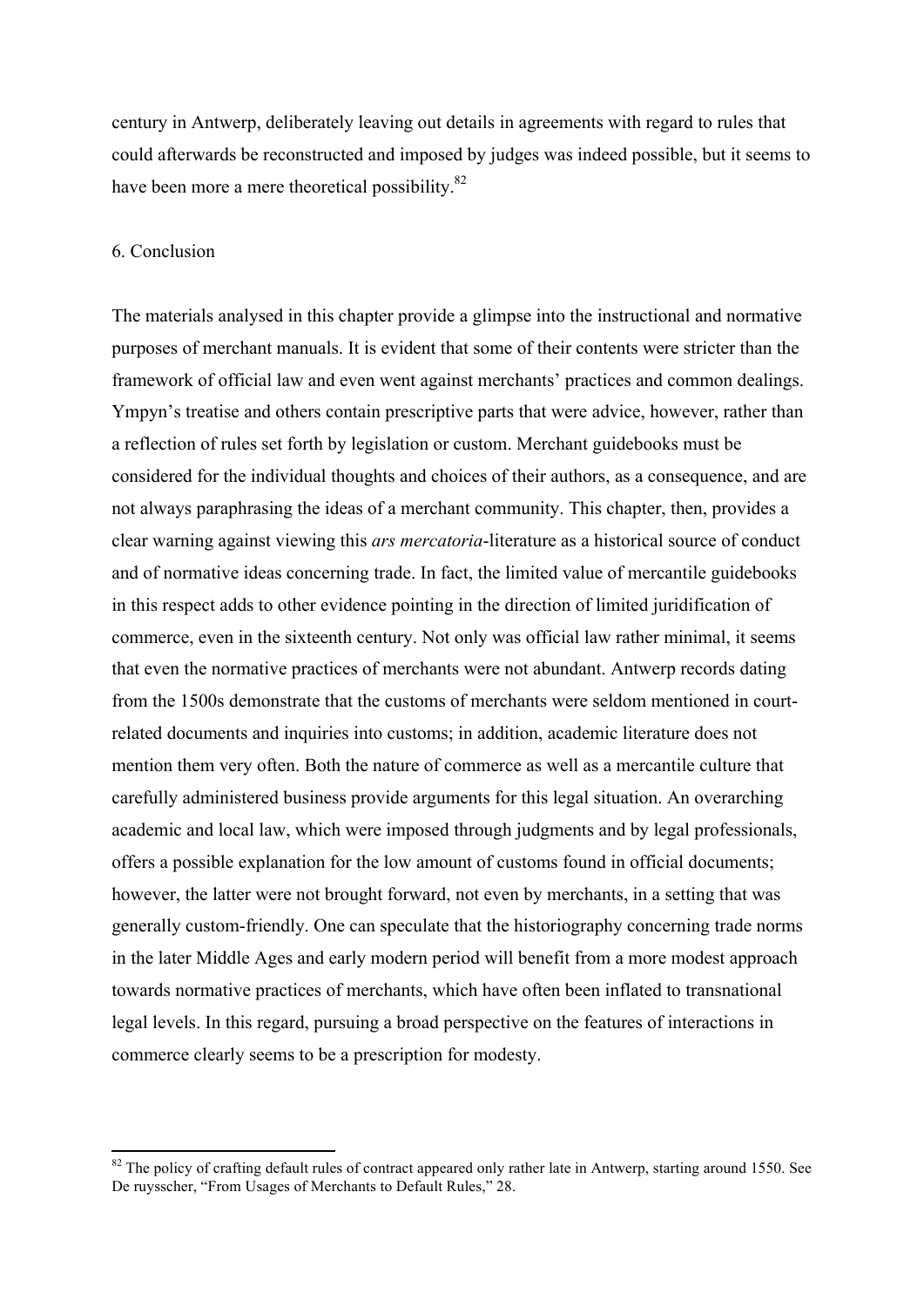century in Antwerp, deliberately leaving out details in agreements with regard to rules that could afterwards be reconstructed and imposed by judges was indeed possible, but it seems to have been more a mere theoretical possibility.[82]

## 6. Conclusion

The materials analysed in this chapter provide a glimpse into the instructional and normative purposes of merchant manuals. It is evident that some of their contents were stricter than the framework of official law and even went against merchants' practices and common dealings. Ympyn's treatise and others contain prescriptive parts that were advice, however, rather than a reflection of rules set forth by legislation or custom. Merchant guidebooks must be considered for the individual thoughts and choices of their authors, as a consequence, and are not always paraphrasing the ideas of a merchant community. This chapter, then, provides a clear warning against viewing this *ars mercatoria*-literature as a historical source of conduct and of normative ideas concerning trade. In fact, the limited value of mercantile guidebooks in this respect adds to other evidence pointing in the direction of limited juridification of commerce, even in the sixteenth century. Not only was official law rather minimal, it seems that even the normative practices of merchants were not abundant. Antwerp records dating from the 1500s demonstrate that the customs of merchants were seldom mentioned in court-related documents and inquiries into customs; in addition, academic literature does not mention them very often. Both the nature of commerce as well as a mercantile culture that carefully administered business provide arguments for this legal situation. An overarching academic and local law, which were imposed through judgments and by legal professionals, offers a possible explanation for the low amount of customs found in official documents; however, the latter were not brought forward, not even by merchants, in a setting that was generally custom-friendly. One can speculate that the historiography concerning trade norms in the later Middle Ages and early modern period will benefit from a more modest approach towards normative practices of merchants, which have often been inflated to transnational legal levels. In this regard, pursuing a broad perspective on the features of interactions in commerce clearly seems to be a prescription for modesty.

---

[82] The policy of crafting default rules of contract appeared only rather late in Antwerp, starting around 1550. See De ruysscher, "From Usages of Merchants to Default Rules," 28.